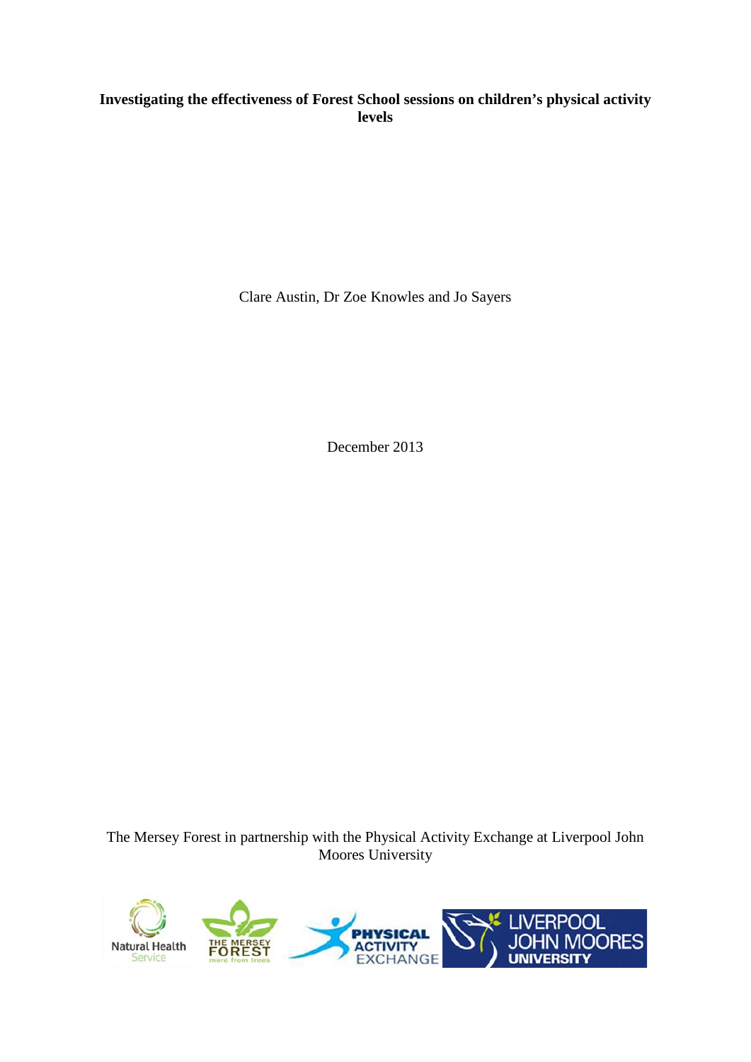# Investigating the effectiveness of Forest School sessions on children's physical activity levels

Clare Austin, Dr Zoe Knowles and Jo Sayers

December 2013

The Mersey Forest in partnership with the Physical Activity Exchange at Liverpool John Moores University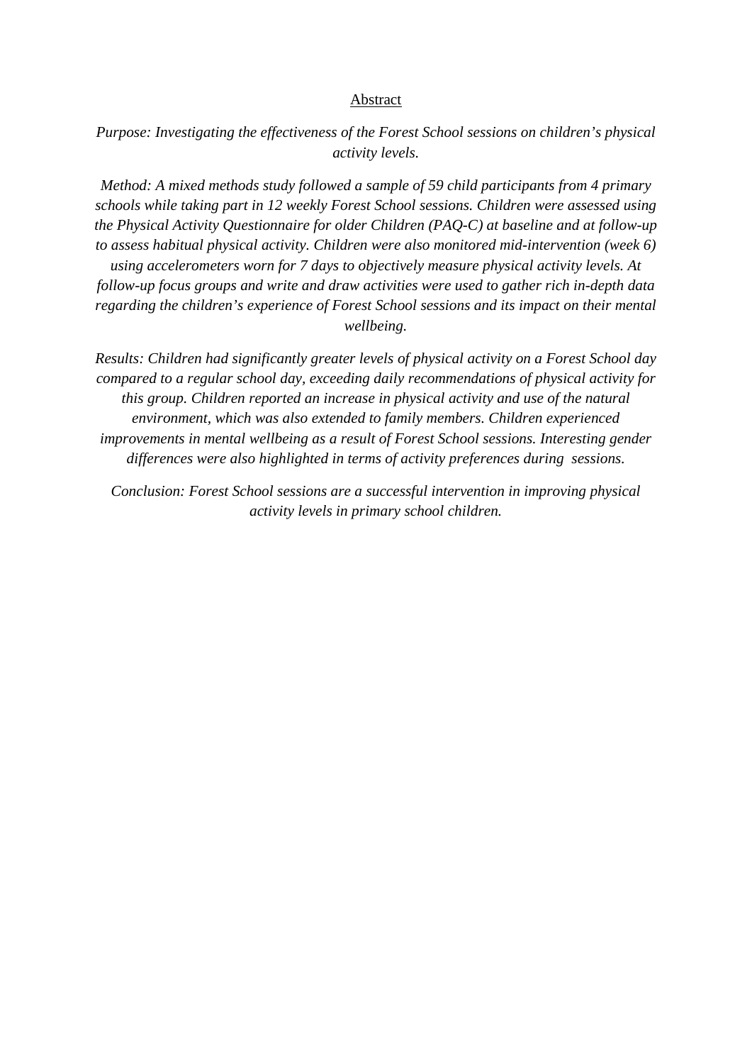## Abstract

*Purpose: Investigating the effectiveness of the Forest School sessions on children's physical activity levels.*

*Method: A mixed methods study followed a sample of 59 child participants from 4 primary schools while taking part in 12 weekly Forest School sessions. Children were assessed using the Physical Activity Questionnaire for older Children (PAQ-C) at baseline and at follow-up to assess habitual physical activity. Children were also monitored mid-intervention (week 6) using accelerometers worn for 7 days to objectively measure physical activity levels. At follow-up focus groups and write and draw activities were used to gather rich in-depth data regarding the children's experience of Forest School sessions and its impact on their mental wellbeing.*

*Results: Children had significantly greater levels of physical activity on a Forest School day compared to a regular school day, exceeding daily recommendations of physical activity for this group. Children reported an increase in physical activity and use of the natural environment, which was also extended to family members. Children experienced improvements in mental wellbeing as a result of Forest School sessions. Interesting gender differences were also highlighted in terms of activity preferences during sessions.*

*Conclusion: Forest School sessions are a successful intervention in improving physical activity levels in primary school children.*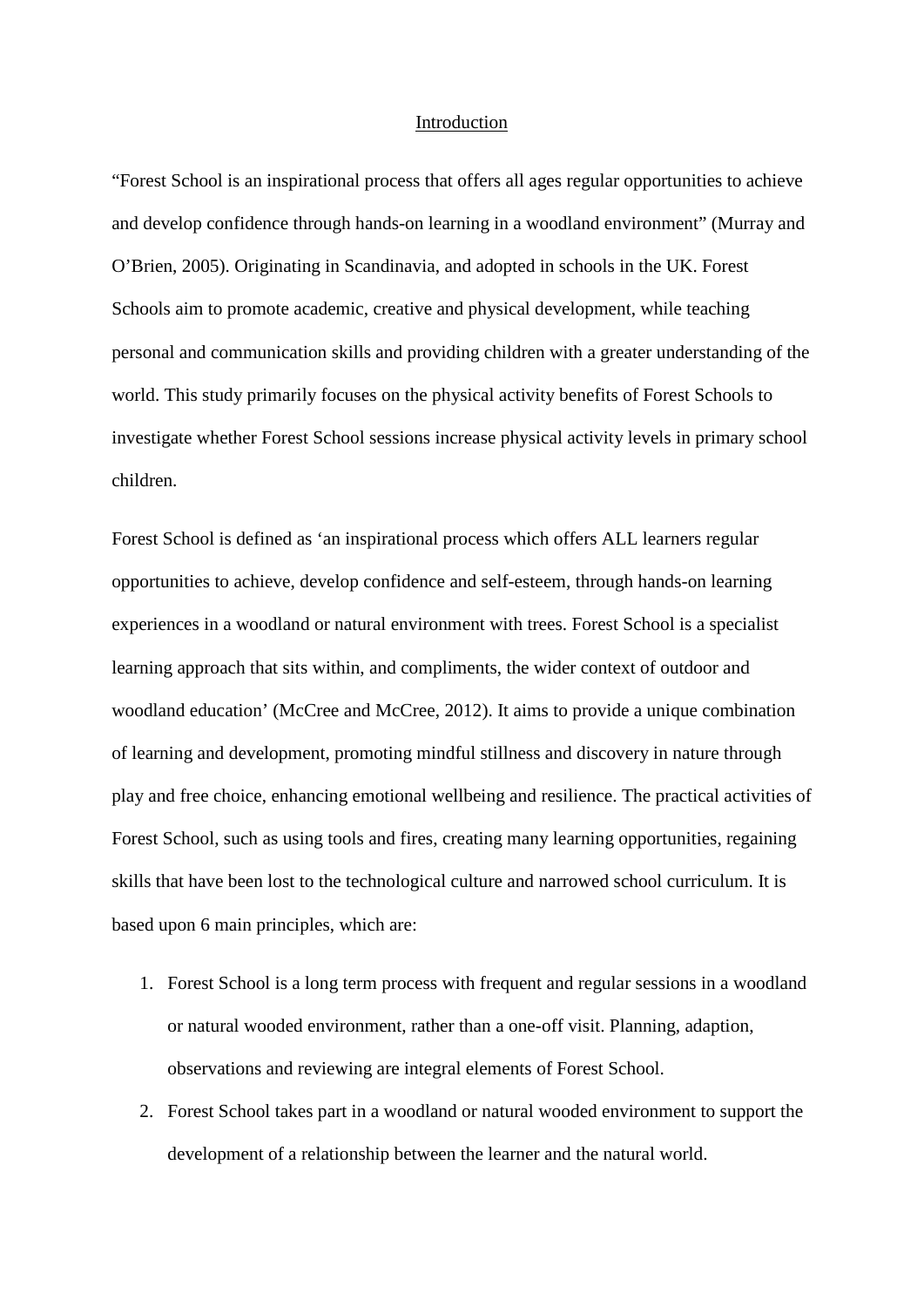# Introduction

"Forest School is an inspirational process that offers all ages regular opportunities to achieve and develop confidence through hands-on learning in a woodland environment" (Murray and O'Brien, 2005). Originating in Scandinavia, and adopted in schools in the UK. Forest Schools aim to promote academic, creative and physical development, while teaching personal and communication skills and providing children with a greater understanding of the world. This study primarily focuses on the physical activity benefits of Forest Schools to investigate whether Forest School sessions increase physical activity levels in primary school children.

Forest School is defined as 'an inspirational process which offers ALL learners regular opportunities to achieve, develop confidence and self-esteem, through hands-on learning experiences in a woodland or natural environment with trees. Forest School is a specialist learning approach that sits within, and compliments, the wider context of outdoor and woodland education' (McCree and McCree, 2012). It aims to provide a unique combination of learning and development, promoting mindful stillness and discovery in nature through play and free choice, enhancing emotional wellbeing and resilience. The practical activities of Forest School, such as using tools and fires, creating many learning opportunities, regaining skills that have been lost to the technological culture and narrowed school curriculum. It is based upon 6 main principles, which are:

1. Forest School is a long term process with frequent and regular sessions in a woodland or natural wooded environment, rather than a one-off visit. Planning, adaption, observations and reviewing are integral elements of Forest School.
2. Forest School takes part in a woodland or natural wooded environment to support the development of a relationship between the learner and the natural world.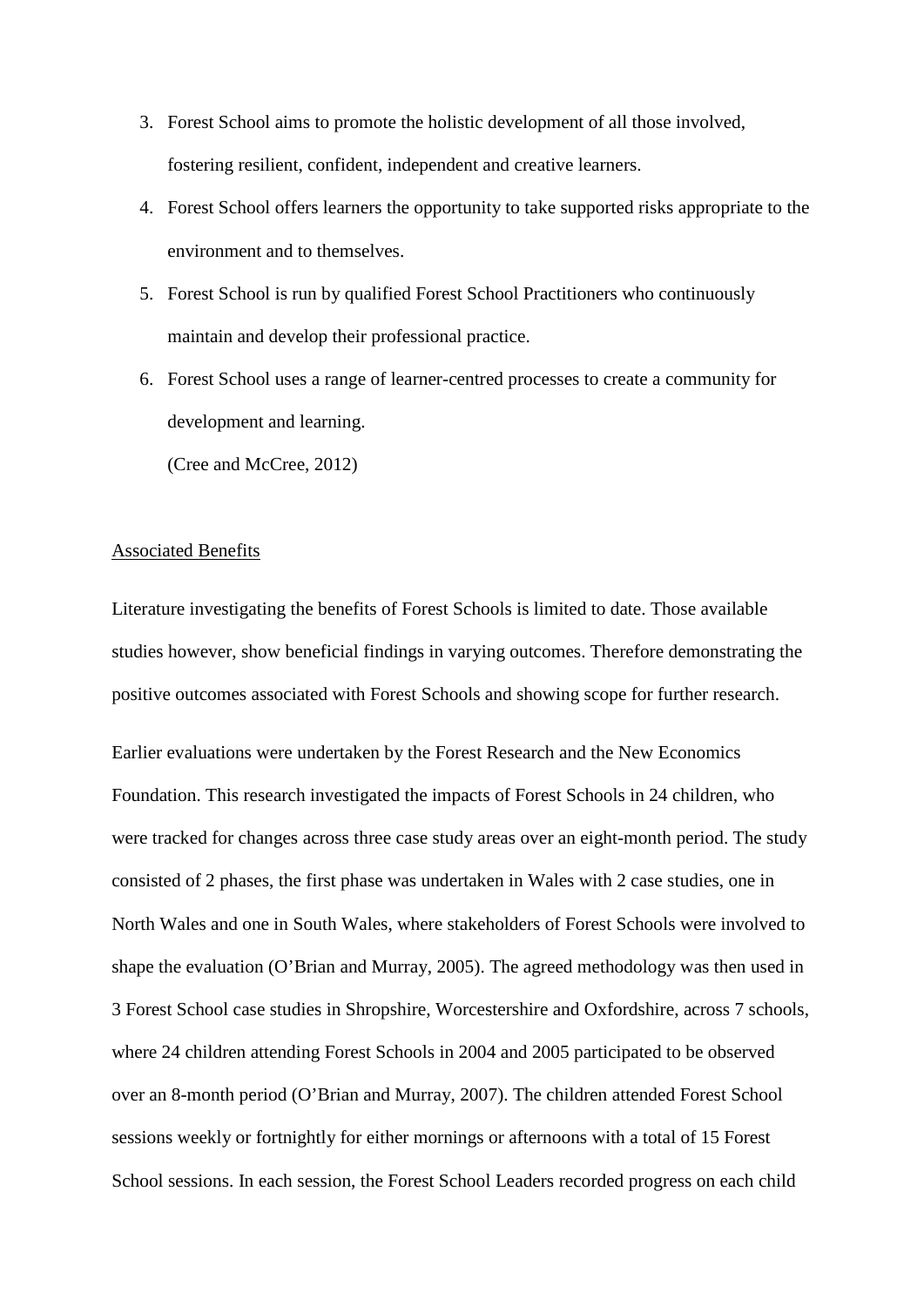3. Forest School aims to promote the holistic development of all those involved, fostering resilient, confident, independent and creative learners.
4. Forest School offers learners the opportunity to take supported risks appropriate to the environment and to themselves.
5. Forest School is run by qualified Forest School Practitioners who continuously maintain and develop their professional practice.
6. Forest School uses a range of learner-centred processes to create a community for development and learning.

   (Cree and McCree, 2012)

<u>Associated Benefits</u>

Literature investigating the benefits of Forest Schools is limited to date. Those available studies however, show beneficial findings in varying outcomes. Therefore demonstrating the positive outcomes associated with Forest Schools and showing scope for further research.

Earlier evaluations were undertaken by the Forest Research and the New Economics Foundation. This research investigated the impacts of Forest Schools in 24 children, who were tracked for changes across three case study areas over an eight-month period. The study consisted of 2 phases, the first phase was undertaken in Wales with 2 case studies, one in North Wales and one in South Wales, where stakeholders of Forest Schools were involved to shape the evaluation (O'Brian and Murray, 2005). The agreed methodology was then used in 3 Forest School case studies in Shropshire, Worcestershire and Oxfordshire, across 7 schools, where 24 children attending Forest Schools in 2004 and 2005 participated to be observed over an 8-month period (O'Brian and Murray, 2007). The children attended Forest School sessions weekly or fortnightly for either mornings or afternoons with a total of 15 Forest School sessions. In each session, the Forest School Leaders recorded progress on each child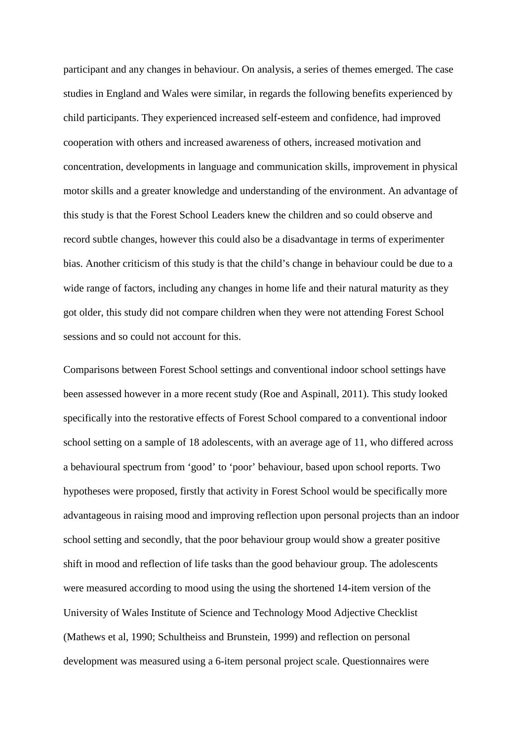participant and any changes in behaviour. On analysis, a series of themes emerged. The case studies in England and Wales were similar, in regards the following benefits experienced by child participants. They experienced increased self-esteem and confidence, had improved cooperation with others and increased awareness of others, increased motivation and concentration, developments in language and communication skills, improvement in physical motor skills and a greater knowledge and understanding of the environment. An advantage of this study is that the Forest School Leaders knew the children and so could observe and record subtle changes, however this could also be a disadvantage in terms of experimenter bias. Another criticism of this study is that the child's change in behaviour could be due to a wide range of factors, including any changes in home life and their natural maturity as they got older, this study did not compare children when they were not attending Forest School sessions and so could not account for this.

Comparisons between Forest School settings and conventional indoor school settings have been assessed however in a more recent study (Roe and Aspinall, 2011). This study looked specifically into the restorative effects of Forest School compared to a conventional indoor school setting on a sample of 18 adolescents, with an average age of 11, who differed across a behavioural spectrum from 'good' to 'poor' behaviour, based upon school reports. Two hypotheses were proposed, firstly that activity in Forest School would be specifically more advantageous in raising mood and improving reflection upon personal projects than an indoor school setting and secondly, that the poor behaviour group would show a greater positive shift in mood and reflection of life tasks than the good behaviour group. The adolescents were measured according to mood using the using the shortened 14-item version of the University of Wales Institute of Science and Technology Mood Adjective Checklist (Mathews et al, 1990; Schultheiss and Brunstein, 1999) and reflection on personal development was measured using a 6-item personal project scale. Questionnaires were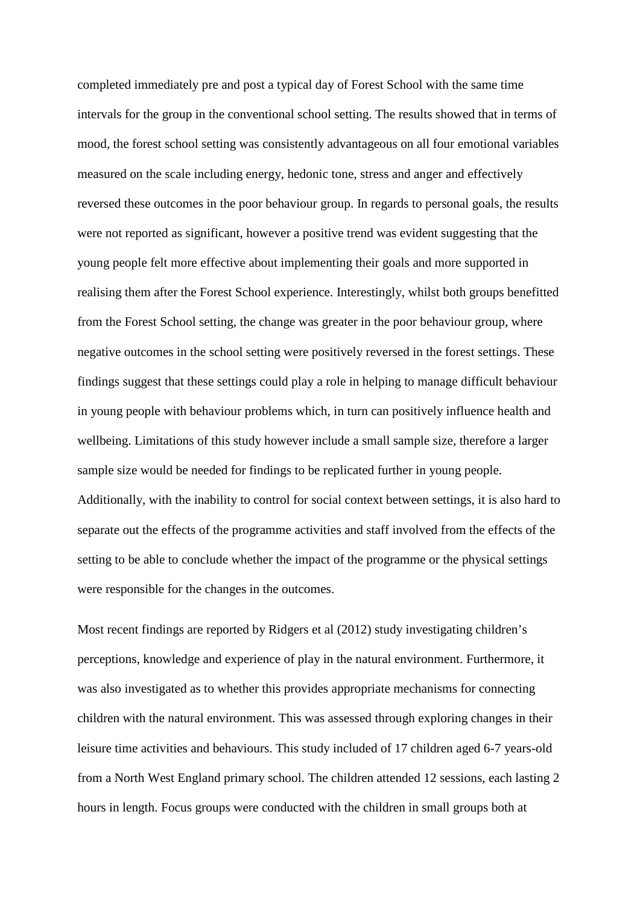completed immediately pre and post a typical day of Forest School with the same time intervals for the group in the conventional school setting. The results showed that in terms of mood, the forest school setting was consistently advantageous on all four emotional variables measured on the scale including energy, hedonic tone, stress and anger and effectively reversed these outcomes in the poor behaviour group. In regards to personal goals, the results were not reported as significant, however a positive trend was evident suggesting that the young people felt more effective about implementing their goals and more supported in realising them after the Forest School experience. Interestingly, whilst both groups benefitted from the Forest School setting, the change was greater in the poor behaviour group, where negative outcomes in the school setting were positively reversed in the forest settings. These findings suggest that these settings could play a role in helping to manage difficult behaviour in young people with behaviour problems which, in turn can positively influence health and wellbeing. Limitations of this study however include a small sample size, therefore a larger sample size would be needed for findings to be replicated further in young people. Additionally, with the inability to control for social context between settings, it is also hard to separate out the effects of the programme activities and staff involved from the effects of the setting to be able to conclude whether the impact of the programme or the physical settings were responsible for the changes in the outcomes.

Most recent findings are reported by Ridgers et al (2012) study investigating children's perceptions, knowledge and experience of play in the natural environment. Furthermore, it was also investigated as to whether this provides appropriate mechanisms for connecting children with the natural environment. This was assessed through exploring changes in their leisure time activities and behaviours. This study included of 17 children aged 6-7 years-old from a North West England primary school. The children attended 12 sessions, each lasting 2 hours in length. Focus groups were conducted with the children in small groups both at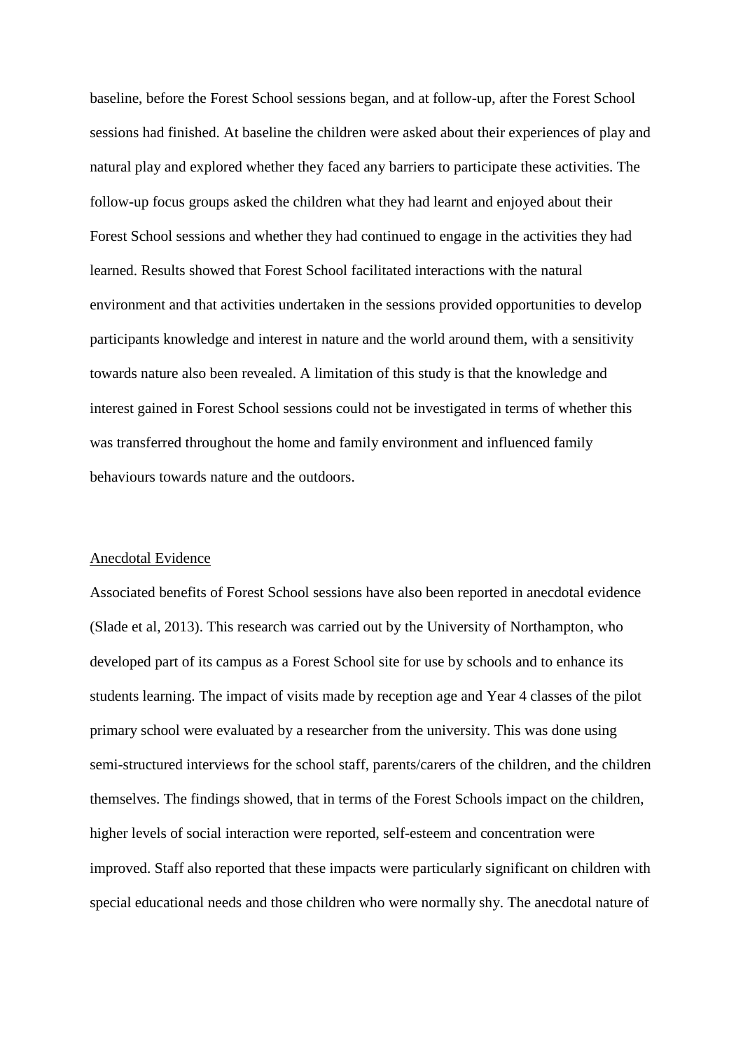baseline, before the Forest School sessions began, and at follow-up, after the Forest School sessions had finished. At baseline the children were asked about their experiences of play and natural play and explored whether they faced any barriers to participate these activities. The follow-up focus groups asked the children what they had learnt and enjoyed about their Forest School sessions and whether they had continued to engage in the activities they had learned. Results showed that Forest School facilitated interactions with the natural environment and that activities undertaken in the sessions provided opportunities to develop participants knowledge and interest in nature and the world around them, with a sensitivity towards nature also been revealed. A limitation of this study is that the knowledge and interest gained in Forest School sessions could not be investigated in terms of whether this was transferred throughout the home and family environment and influenced family behaviours towards nature and the outdoors.

<u>Anecdotal Evidence</u>

Associated benefits of Forest School sessions have also been reported in anecdotal evidence (Slade et al, 2013). This research was carried out by the University of Northampton, who developed part of its campus as a Forest School site for use by schools and to enhance its students learning. The impact of visits made by reception age and Year 4 classes of the pilot primary school were evaluated by a researcher from the university. This was done using semi-structured interviews for the school staff, parents/carers of the children, and the children themselves. The findings showed, that in terms of the Forest Schools impact on the children, higher levels of social interaction were reported, self-esteem and concentration were improved. Staff also reported that these impacts were particularly significant on children with special educational needs and those children who were normally shy. The anecdotal nature of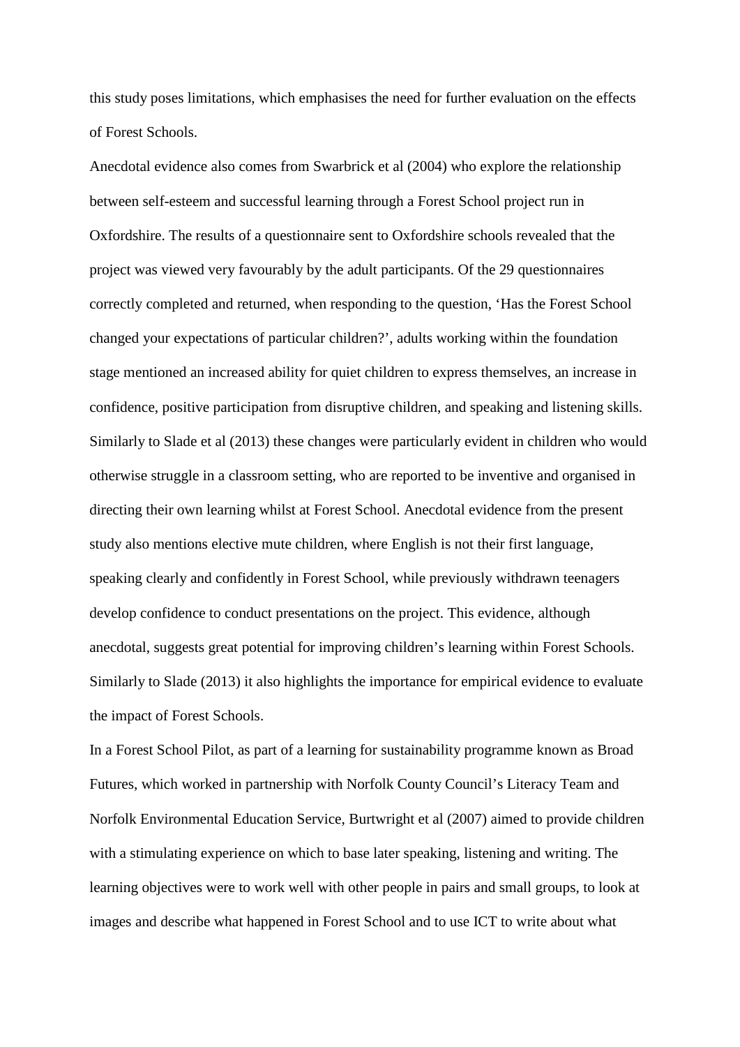this study poses limitations, which emphasises the need for further evaluation on the effects of Forest Schools.

Anecdotal evidence also comes from Swarbrick et al (2004) who explore the relationship between self-esteem and successful learning through a Forest School project run in Oxfordshire. The results of a questionnaire sent to Oxfordshire schools revealed that the project was viewed very favourably by the adult participants. Of the 29 questionnaires correctly completed and returned, when responding to the question, 'Has the Forest School changed your expectations of particular children?', adults working within the foundation stage mentioned an increased ability for quiet children to express themselves, an increase in confidence, positive participation from disruptive children, and speaking and listening skills. Similarly to Slade et al (2013) these changes were particularly evident in children who would otherwise struggle in a classroom setting, who are reported to be inventive and organised in directing their own learning whilst at Forest School. Anecdotal evidence from the present study also mentions elective mute children, where English is not their first language, speaking clearly and confidently in Forest School, while previously withdrawn teenagers develop confidence to conduct presentations on the project. This evidence, although anecdotal, suggests great potential for improving children's learning within Forest Schools. Similarly to Slade (2013) it also highlights the importance for empirical evidence to evaluate the impact of Forest Schools.

In a Forest School Pilot, as part of a learning for sustainability programme known as Broad Futures, which worked in partnership with Norfolk County Council's Literacy Team and Norfolk Environmental Education Service, Burtwright et al (2007) aimed to provide children with a stimulating experience on which to base later speaking, listening and writing. The learning objectives were to work well with other people in pairs and small groups, to look at images and describe what happened in Forest School and to use ICT to write about what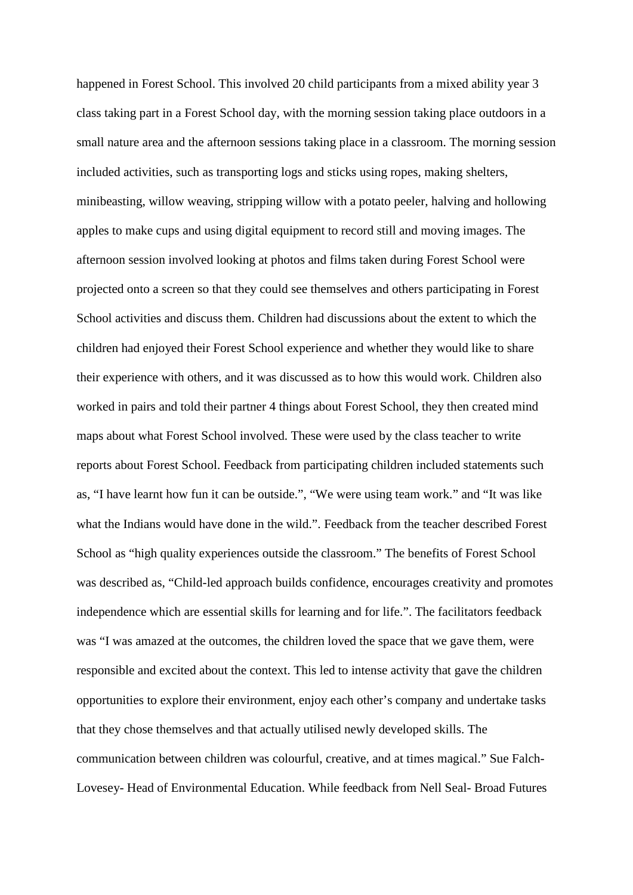happened in Forest School. This involved 20 child participants from a mixed ability year 3 class taking part in a Forest School day, with the morning session taking place outdoors in a small nature area and the afternoon sessions taking place in a classroom. The morning session included activities, such as transporting logs and sticks using ropes, making shelters, minibeasting, willow weaving, stripping willow with a potato peeler, halving and hollowing apples to make cups and using digital equipment to record still and moving images. The afternoon session involved looking at photos and films taken during Forest School were projected onto a screen so that they could see themselves and others participating in Forest School activities and discuss them. Children had discussions about the extent to which the children had enjoyed their Forest School experience and whether they would like to share their experience with others, and it was discussed as to how this would work. Children also worked in pairs and told their partner 4 things about Forest School, they then created mind maps about what Forest School involved. These were used by the class teacher to write reports about Forest School. Feedback from participating children included statements such as, "I have learnt how fun it can be outside.", "We were using team work." and "It was like what the Indians would have done in the wild.". Feedback from the teacher described Forest School as "high quality experiences outside the classroom." The benefits of Forest School was described as, "Child-led approach builds confidence, encourages creativity and promotes independence which are essential skills for learning and for life.". The facilitators feedback was "I was amazed at the outcomes, the children loved the space that we gave them, were responsible and excited about the context. This led to intense activity that gave the children opportunities to explore their environment, enjoy each other's company and undertake tasks that they chose themselves and that actually utilised newly developed skills. The communication between children was colourful, creative, and at times magical." Sue Falch-Lovesey- Head of Environmental Education. While feedback from Nell Seal- Broad Futures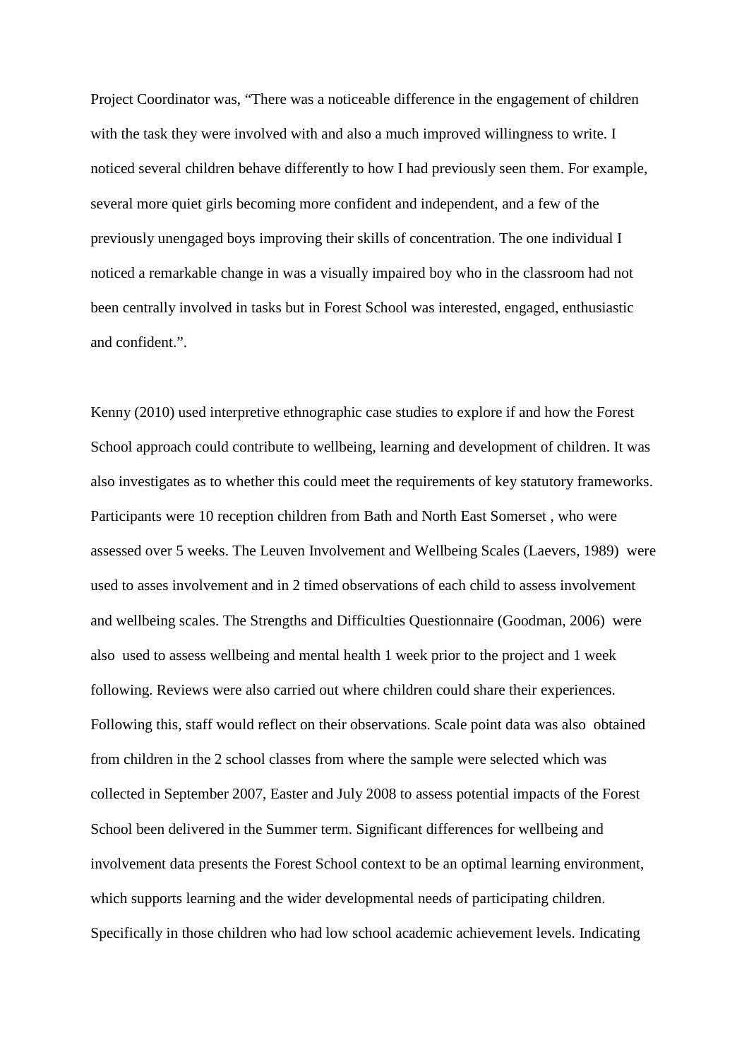Project Coordinator was, “There was a noticeable difference in the engagement of children with the task they were involved with and also a much improved willingness to write. I noticed several children behave differently to how I had previously seen them. For example, several more quiet girls becoming more confident and independent, and a few of the previously unengaged boys improving their skills of concentration. The one individual I noticed a remarkable change in was a visually impaired boy who in the classroom had not been centrally involved in tasks but in Forest School was interested, engaged, enthusiastic and confident.”.

Kenny (2010) used interpretive ethnographic case studies to explore if and how the Forest School approach could contribute to wellbeing, learning and development of children. It was also investigates as to whether this could meet the requirements of key statutory frameworks. Participants were 10 reception children from Bath and North East Somerset , who were assessed over 5 weeks. The Leuven Involvement and Wellbeing Scales (Laevers, 1989) were used to asses involvement and in 2 timed observations of each child to assess involvement and wellbeing scales. The Strengths and Difficulties Questionnaire (Goodman, 2006) were also used to assess wellbeing and mental health 1 week prior to the project and 1 week following. Reviews were also carried out where children could share their experiences. Following this, staff would reflect on their observations. Scale point data was also obtained from children in the 2 school classes from where the sample were selected which was collected in September 2007, Easter and July 2008 to assess potential impacts of the Forest School been delivered in the Summer term. Significant differences for wellbeing and involvement data presents the Forest School context to be an optimal learning environment, which supports learning and the wider developmental needs of participating children. Specifically in those children who had low school academic achievement levels. Indicating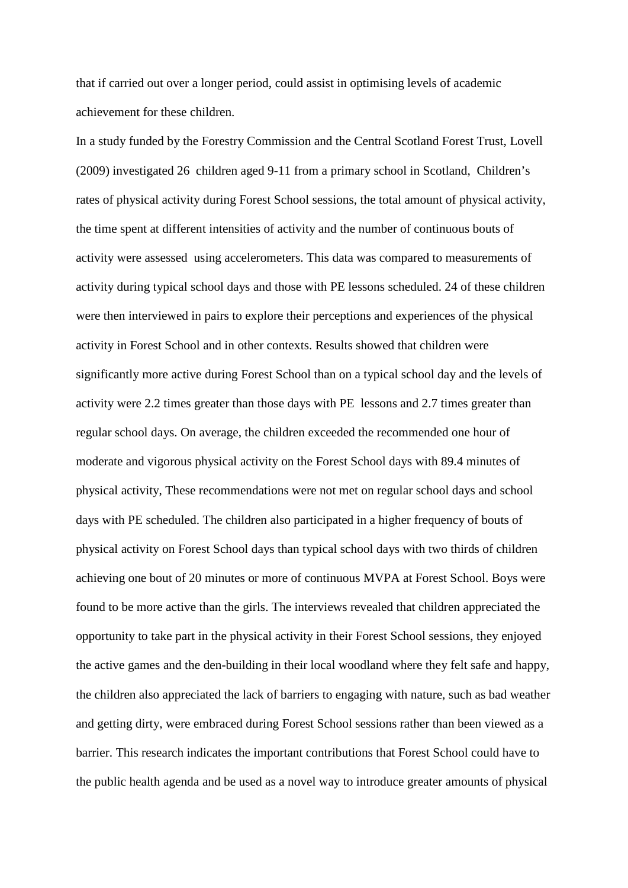that if carried out over a longer period, could assist in optimising levels of academic achievement for these children.

In a study funded by the Forestry Commission and the Central Scotland Forest Trust, Lovell (2009) investigated 26 children aged 9-11 from a primary school in Scotland, Children's rates of physical activity during Forest School sessions, the total amount of physical activity, the time spent at different intensities of activity and the number of continuous bouts of activity were assessed using accelerometers. This data was compared to measurements of activity during typical school days and those with PE lessons scheduled. 24 of these children were then interviewed in pairs to explore their perceptions and experiences of the physical activity in Forest School and in other contexts. Results showed that children were significantly more active during Forest School than on a typical school day and the levels of activity were 2.2 times greater than those days with PE lessons and 2.7 times greater than regular school days. On average, the children exceeded the recommended one hour of moderate and vigorous physical activity on the Forest School days with 89.4 minutes of physical activity, These recommendations were not met on regular school days and school days with PE scheduled. The children also participated in a higher frequency of bouts of physical activity on Forest School days than typical school days with two thirds of children achieving one bout of 20 minutes or more of continuous MVPA at Forest School. Boys were found to be more active than the girls. The interviews revealed that children appreciated the opportunity to take part in the physical activity in their Forest School sessions, they enjoyed the active games and the den-building in their local woodland where they felt safe and happy, the children also appreciated the lack of barriers to engaging with nature, such as bad weather and getting dirty, were embraced during Forest School sessions rather than been viewed as a barrier. This research indicates the important contributions that Forest School could have to the public health agenda and be used as a novel way to introduce greater amounts of physical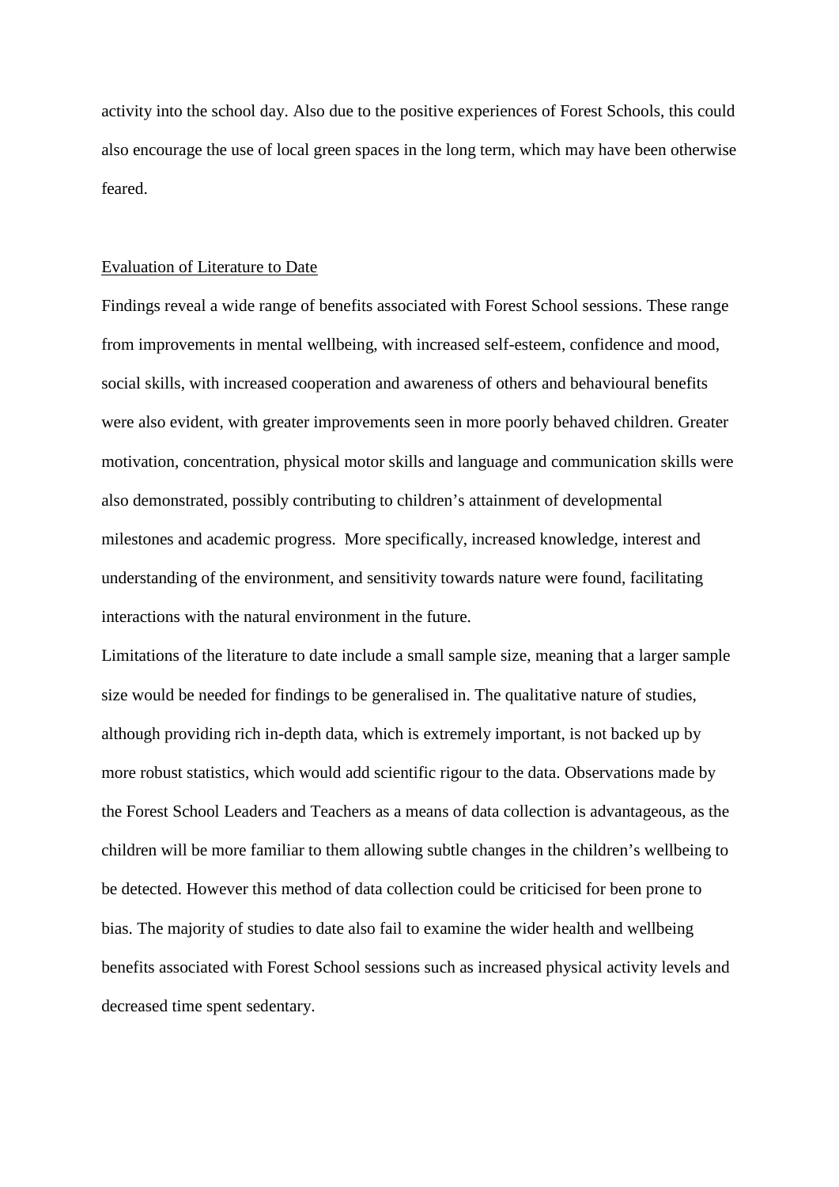activity into the school day. Also due to the positive experiences of Forest Schools, this could also encourage the use of local green spaces in the long term, which may have been otherwise feared.

<u>Evaluation of Literature to Date</u>

Findings reveal a wide range of benefits associated with Forest School sessions. These range from improvements in mental wellbeing, with increased self-esteem, confidence and mood, social skills, with increased cooperation and awareness of others and behavioural benefits were also evident, with greater improvements seen in more poorly behaved children. Greater motivation, concentration, physical motor skills and language and communication skills were also demonstrated, possibly contributing to children's attainment of developmental milestones and academic progress. More specifically, increased knowledge, interest and understanding of the environment, and sensitivity towards nature were found, facilitating interactions with the natural environment in the future.

Limitations of the literature to date include a small sample size, meaning that a larger sample size would be needed for findings to be generalised in. The qualitative nature of studies, although providing rich in-depth data, which is extremely important, is not backed up by more robust statistics, which would add scientific rigour to the data. Observations made by the Forest School Leaders and Teachers as a means of data collection is advantageous, as the children will be more familiar to them allowing subtle changes in the children's wellbeing to be detected. However this method of data collection could be criticised for been prone to bias. The majority of studies to date also fail to examine the wider health and wellbeing benefits associated with Forest School sessions such as increased physical activity levels and decreased time spent sedentary.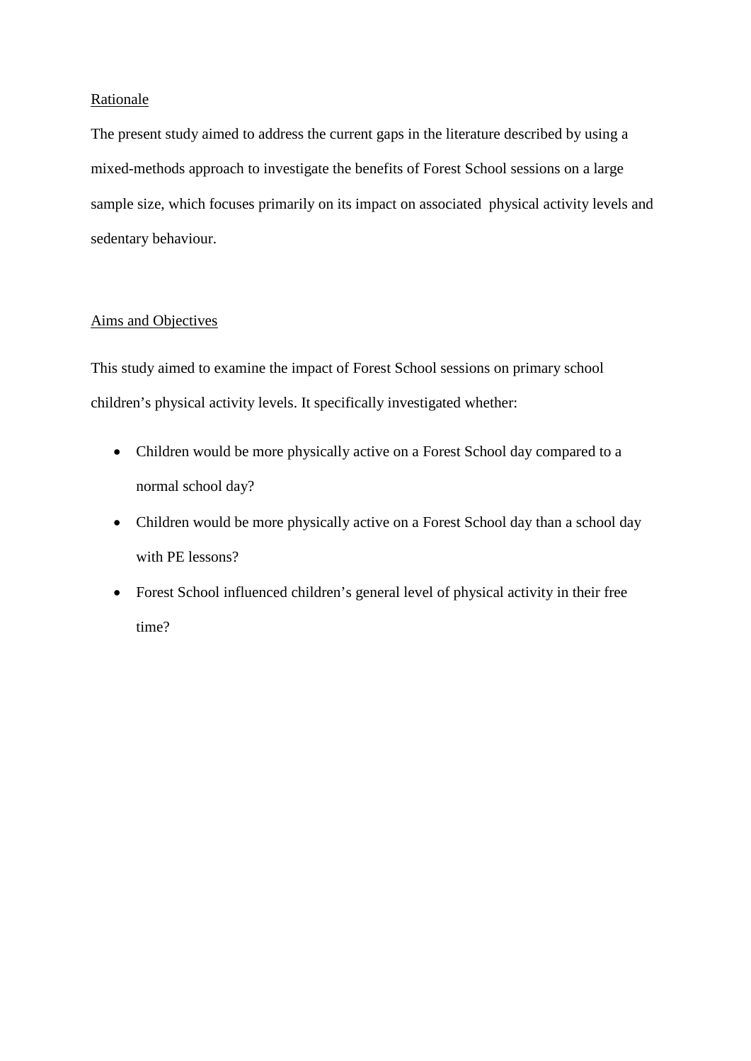## Rationale

The present study aimed to address the current gaps in the literature described by using a mixed-methods approach to investigate the benefits of Forest School sessions on a large sample size, which focuses primarily on its impact on associated physical activity levels and sedentary behaviour.

## Aims and Objectives

This study aimed to examine the impact of Forest School sessions on primary school children's physical activity levels. It specifically investigated whether:

- Children would be more physically active on a Forest School day compared to a normal school day?
- Children would be more physically active on a Forest School day than a school day with PE lessons?
- Forest School influenced children's general level of physical activity in their free time?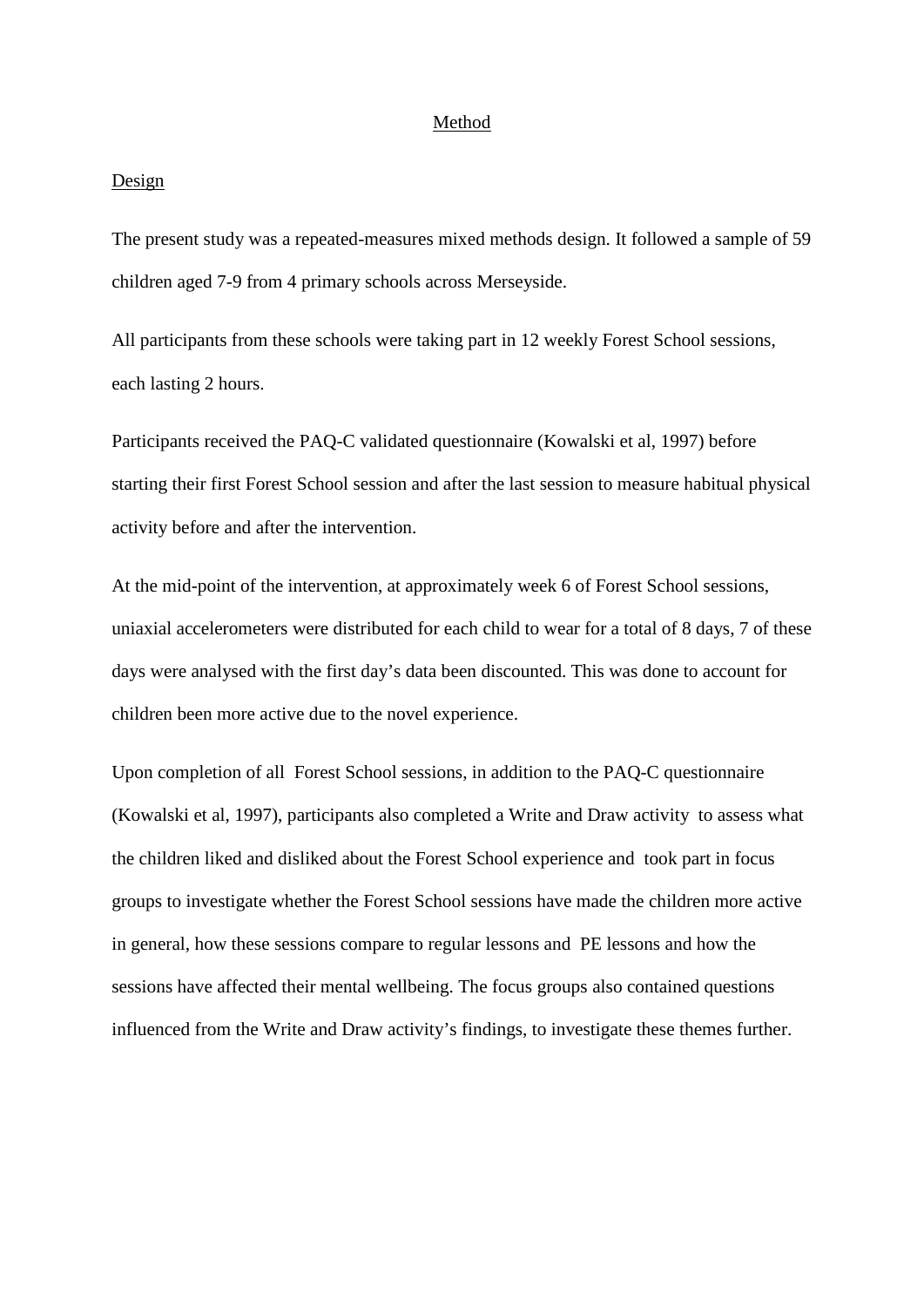# Method

## Design

The present study was a repeated-measures mixed methods design. It followed a sample of 59 children aged 7-9 from 4 primary schools across Merseyside.

All participants from these schools were taking part in 12 weekly Forest School sessions, each lasting 2 hours.

Participants received the PAQ-C validated questionnaire (Kowalski et al, 1997) before starting their first Forest School session and after the last session to measure habitual physical activity before and after the intervention.

At the mid-point of the intervention, at approximately week 6 of Forest School sessions, uniaxial accelerometers were distributed for each child to wear for a total of 8 days, 7 of these days were analysed with the first day's data been discounted. This was done to account for children been more active due to the novel experience.

Upon completion of all Forest School sessions, in addition to the PAQ-C questionnaire (Kowalski et al, 1997), participants also completed a Write and Draw activity to assess what the children liked and disliked about the Forest School experience and took part in focus groups to investigate whether the Forest School sessions have made the children more active in general, how these sessions compare to regular lessons and PE lessons and how the sessions have affected their mental wellbeing. The focus groups also contained questions influenced from the Write and Draw activity's findings, to investigate these themes further.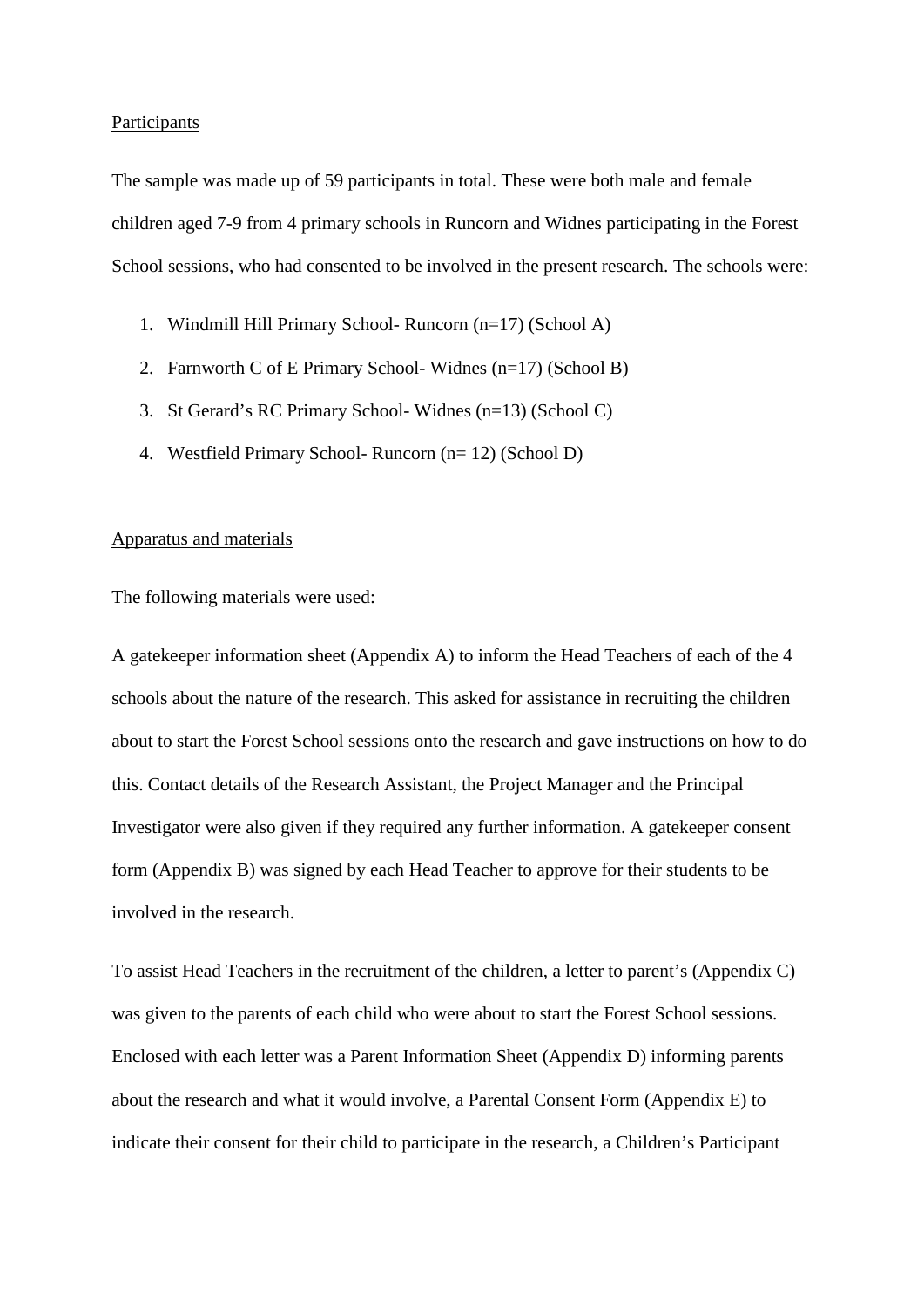## Participants

The sample was made up of 59 participants in total. These were both male and female children aged 7-9 from 4 primary schools in Runcorn and Widnes participating in the Forest School sessions, who had consented to be involved in the present research. The schools were:

1. Windmill Hill Primary School- Runcorn (n=17) (School A)
2. Farnworth C of E Primary School- Widnes (n=17) (School B)
3. St Gerard's RC Primary School- Widnes (n=13) (School C)
4. Westfield Primary School- Runcorn (n= 12) (School D)

## Apparatus and materials

The following materials were used:

A gatekeeper information sheet (Appendix A) to inform the Head Teachers of each of the 4 schools about the nature of the research. This asked for assistance in recruiting the children about to start the Forest School sessions onto the research and gave instructions on how to do this. Contact details of the Research Assistant, the Project Manager and the Principal Investigator were also given if they required any further information. A gatekeeper consent form (Appendix B) was signed by each Head Teacher to approve for their students to be involved in the research.

To assist Head Teachers in the recruitment of the children, a letter to parent's (Appendix C) was given to the parents of each child who were about to start the Forest School sessions. Enclosed with each letter was a Parent Information Sheet (Appendix D) informing parents about the research and what it would involve, a Parental Consent Form (Appendix E) to indicate their consent for their child to participate in the research, a Children's Participant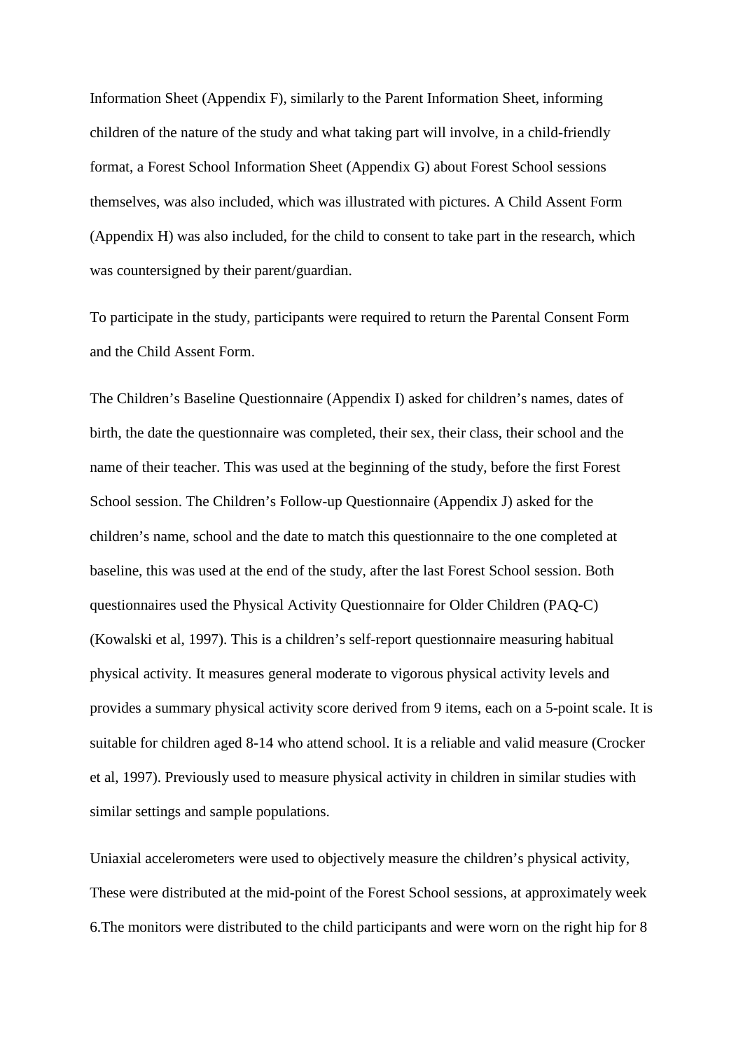Information Sheet (Appendix F), similarly to the Parent Information Sheet, informing children of the nature of the study and what taking part will involve, in a child-friendly format, a Forest School Information Sheet (Appendix G) about Forest School sessions themselves, was also included, which was illustrated with pictures. A Child Assent Form (Appendix H) was also included, for the child to consent to take part in the research, which was countersigned by their parent/guardian.

To participate in the study, participants were required to return the Parental Consent Form and the Child Assent Form.

The Children's Baseline Questionnaire (Appendix I) asked for children's names, dates of birth, the date the questionnaire was completed, their sex, their class, their school and the name of their teacher. This was used at the beginning of the study, before the first Forest School session. The Children's Follow-up Questionnaire (Appendix J) asked for the children's name, school and the date to match this questionnaire to the one completed at baseline, this was used at the end of the study, after the last Forest School session. Both questionnaires used the Physical Activity Questionnaire for Older Children (PAQ-C) (Kowalski et al, 1997). This is a children's self-report questionnaire measuring habitual physical activity. It measures general moderate to vigorous physical activity levels and provides a summary physical activity score derived from 9 items, each on a 5-point scale. It is suitable for children aged 8-14 who attend school. It is a reliable and valid measure (Crocker et al, 1997). Previously used to measure physical activity in children in similar studies with similar settings and sample populations.

Uniaxial accelerometers were used to objectively measure the children's physical activity, These were distributed at the mid-point of the Forest School sessions, at approximately week 6.The monitors were distributed to the child participants and were worn on the right hip for 8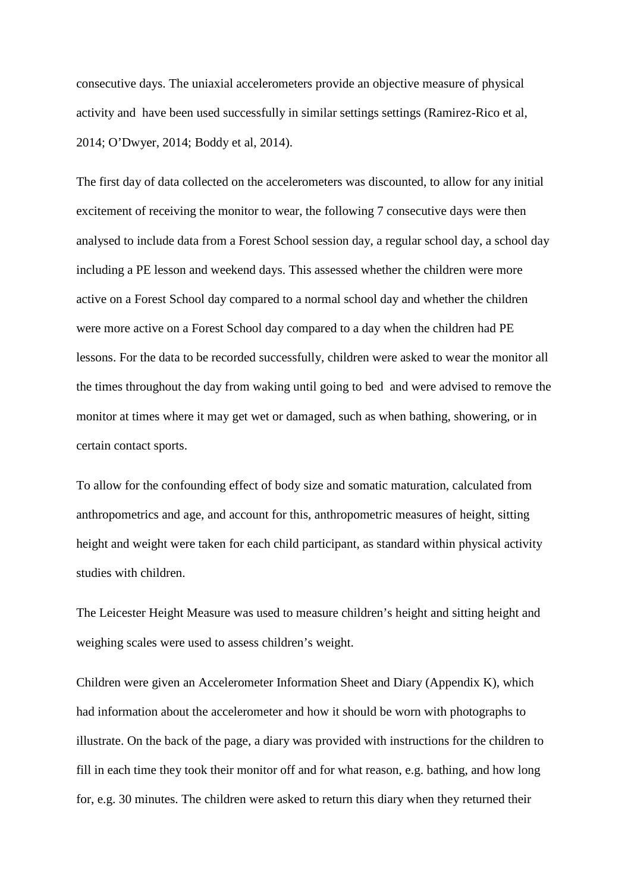consecutive days. The uniaxial accelerometers provide an objective measure of physical activity and have been used successfully in similar settings settings (Ramirez-Rico et al, 2014; O'Dwyer, 2014; Boddy et al, 2014).

The first day of data collected on the accelerometers was discounted, to allow for any initial excitement of receiving the monitor to wear, the following 7 consecutive days were then analysed to include data from a Forest School session day, a regular school day, a school day including a PE lesson and weekend days. This assessed whether the children were more active on a Forest School day compared to a normal school day and whether the children were more active on a Forest School day compared to a day when the children had PE lessons. For the data to be recorded successfully, children were asked to wear the monitor all the times throughout the day from waking until going to bed and were advised to remove the monitor at times where it may get wet or damaged, such as when bathing, showering, or in certain contact sports.

To allow for the confounding effect of body size and somatic maturation, calculated from anthropometrics and age, and account for this, anthropometric measures of height, sitting height and weight were taken for each child participant, as standard within physical activity studies with children.

The Leicester Height Measure was used to measure children's height and sitting height and weighing scales were used to assess children's weight.

Children were given an Accelerometer Information Sheet and Diary (Appendix K), which had information about the accelerometer and how it should be worn with photographs to illustrate. On the back of the page, a diary was provided with instructions for the children to fill in each time they took their monitor off and for what reason, e.g. bathing, and how long for, e.g. 30 minutes. The children were asked to return this diary when they returned their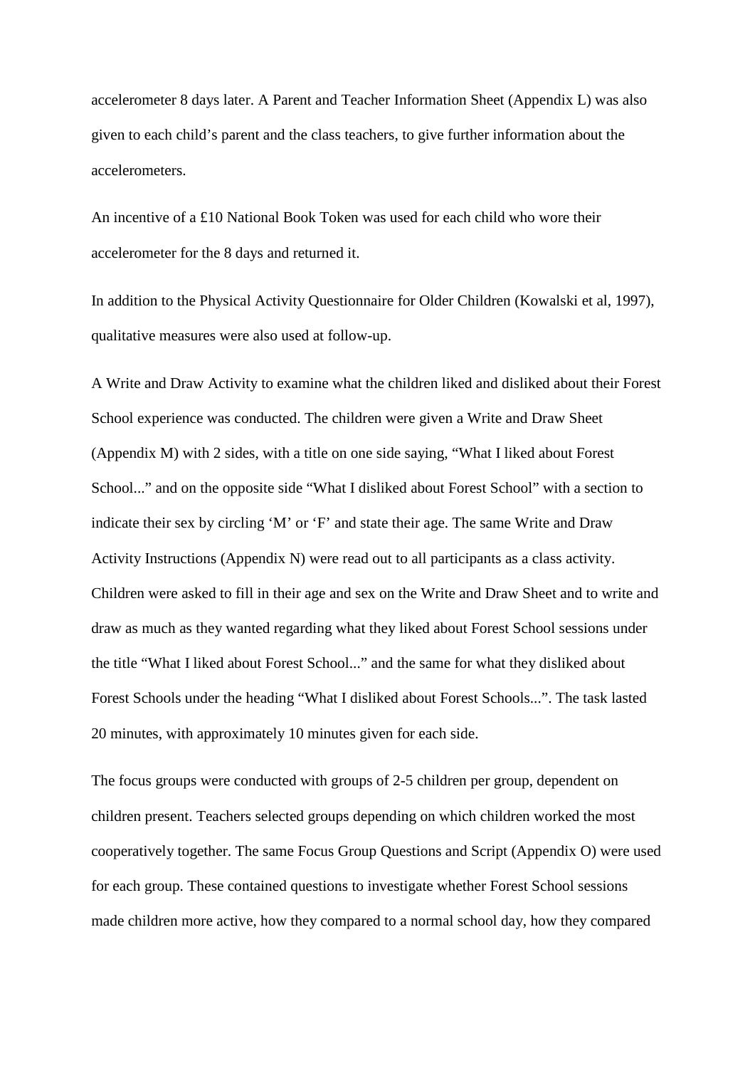accelerometer 8 days later. A Parent and Teacher Information Sheet (Appendix L) was also given to each child's parent and the class teachers, to give further information about the accelerometers.

An incentive of a £10 National Book Token was used for each child who wore their accelerometer for the 8 days and returned it.

In addition to the Physical Activity Questionnaire for Older Children (Kowalski et al, 1997), qualitative measures were also used at follow-up.

A Write and Draw Activity to examine what the children liked and disliked about their Forest School experience was conducted. The children were given a Write and Draw Sheet (Appendix M) with 2 sides, with a title on one side saying, "What I liked about Forest School..." and on the opposite side "What I disliked about Forest School" with a section to indicate their sex by circling 'M' or 'F' and state their age. The same Write and Draw Activity Instructions (Appendix N) were read out to all participants as a class activity. Children were asked to fill in their age and sex on the Write and Draw Sheet and to write and draw as much as they wanted regarding what they liked about Forest School sessions under the title "What I liked about Forest School..." and the same for what they disliked about Forest Schools under the heading "What I disliked about Forest Schools...". The task lasted 20 minutes, with approximately 10 minutes given for each side.

The focus groups were conducted with groups of 2-5 children per group, dependent on children present. Teachers selected groups depending on which children worked the most cooperatively together. The same Focus Group Questions and Script (Appendix O) were used for each group. These contained questions to investigate whether Forest School sessions made children more active, how they compared to a normal school day, how they compared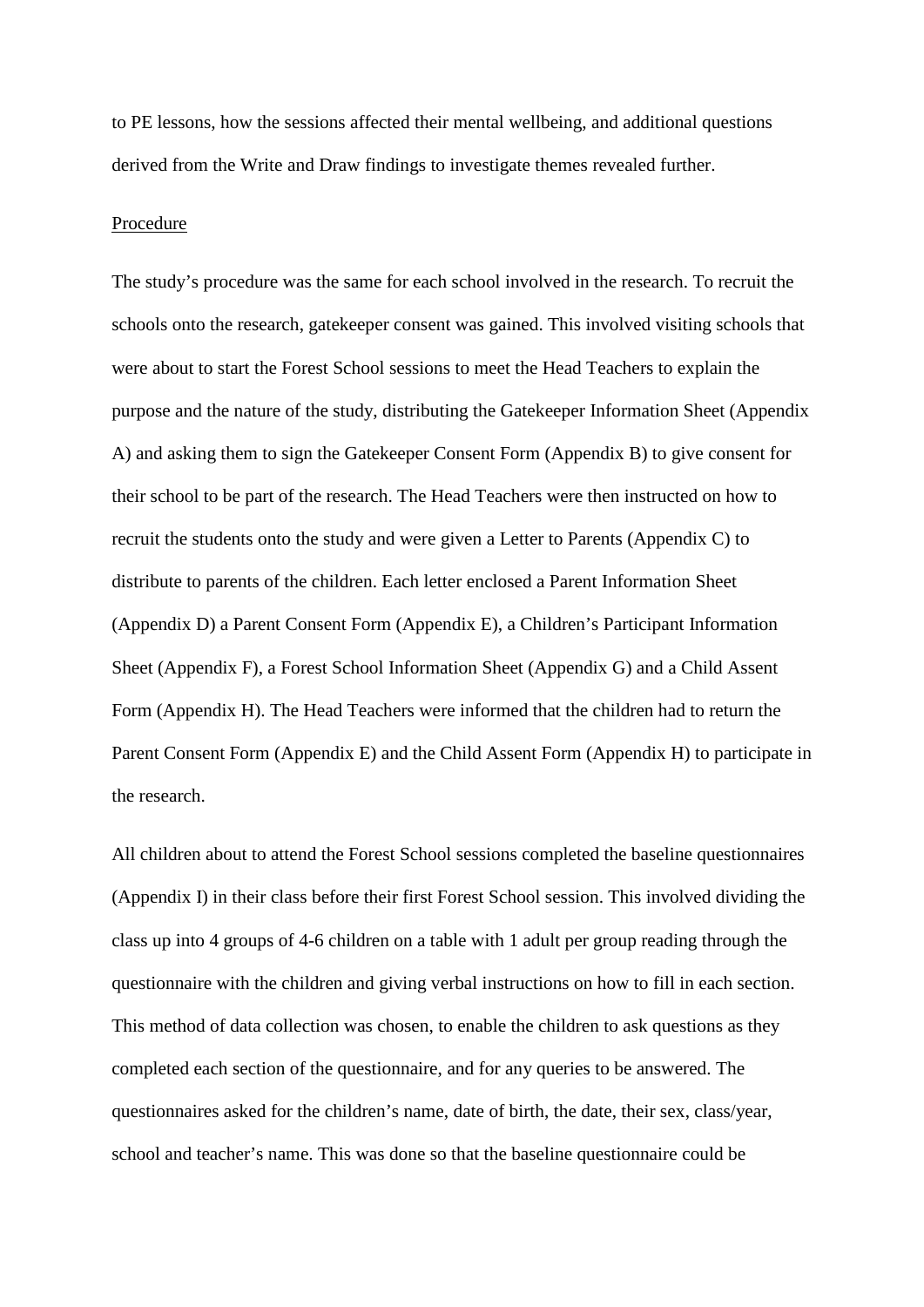to PE lessons, how the sessions affected their mental wellbeing, and additional questions derived from the Write and Draw findings to investigate themes revealed further.

<u>Procedure</u>

The study's procedure was the same for each school involved in the research. To recruit the schools onto the research, gatekeeper consent was gained. This involved visiting schools that were about to start the Forest School sessions to meet the Head Teachers to explain the purpose and the nature of the study, distributing the Gatekeeper Information Sheet (Appendix A) and asking them to sign the Gatekeeper Consent Form (Appendix B) to give consent for their school to be part of the research. The Head Teachers were then instructed on how to recruit the students onto the study and were given a Letter to Parents (Appendix C) to distribute to parents of the children. Each letter enclosed a Parent Information Sheet (Appendix D) a Parent Consent Form (Appendix E), a Children's Participant Information Sheet (Appendix F), a Forest School Information Sheet (Appendix G) and a Child Assent Form (Appendix H). The Head Teachers were informed that the children had to return the Parent Consent Form (Appendix E) and the Child Assent Form (Appendix H) to participate in the research.

All children about to attend the Forest School sessions completed the baseline questionnaires (Appendix I) in their class before their first Forest School session. This involved dividing the class up into 4 groups of 4-6 children on a table with 1 adult per group reading through the questionnaire with the children and giving verbal instructions on how to fill in each section. This method of data collection was chosen, to enable the children to ask questions as they completed each section of the questionnaire, and for any queries to be answered. The questionnaires asked for the children's name, date of birth, the date, their sex, class/year, school and teacher's name. This was done so that the baseline questionnaire could be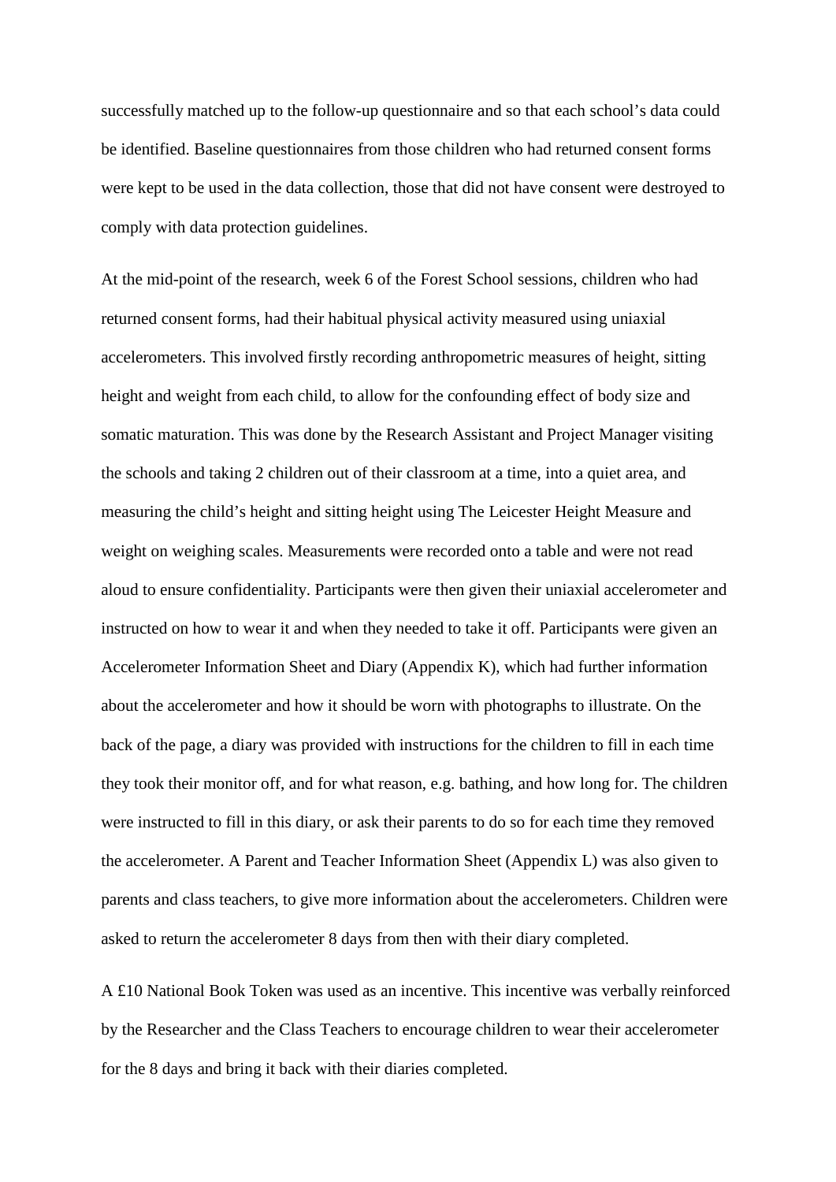successfully matched up to the follow-up questionnaire and so that each school's data could be identified. Baseline questionnaires from those children who had returned consent forms were kept to be used in the data collection, those that did not have consent were destroyed to comply with data protection guidelines.

At the mid-point of the research, week 6 of the Forest School sessions, children who had returned consent forms, had their habitual physical activity measured using uniaxial accelerometers. This involved firstly recording anthropometric measures of height, sitting height and weight from each child, to allow for the confounding effect of body size and somatic maturation. This was done by the Research Assistant and Project Manager visiting the schools and taking 2 children out of their classroom at a time, into a quiet area, and measuring the child's height and sitting height using The Leicester Height Measure and weight on weighing scales. Measurements were recorded onto a table and were not read aloud to ensure confidentiality. Participants were then given their uniaxial accelerometer and instructed on how to wear it and when they needed to take it off. Participants were given an Accelerometer Information Sheet and Diary (Appendix K), which had further information about the accelerometer and how it should be worn with photographs to illustrate. On the back of the page, a diary was provided with instructions for the children to fill in each time they took their monitor off, and for what reason, e.g. bathing, and how long for. The children were instructed to fill in this diary, or ask their parents to do so for each time they removed the accelerometer. A Parent and Teacher Information Sheet (Appendix L) was also given to parents and class teachers, to give more information about the accelerometers. Children were asked to return the accelerometer 8 days from then with their diary completed.

A £10 National Book Token was used as an incentive. This incentive was verbally reinforced by the Researcher and the Class Teachers to encourage children to wear their accelerometer for the 8 days and bring it back with their diaries completed.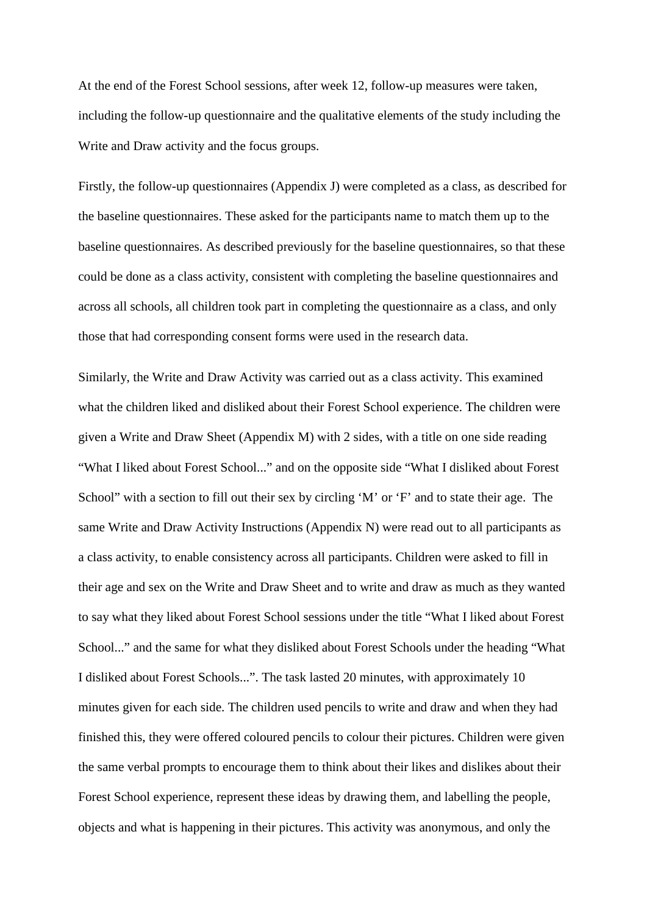At the end of the Forest School sessions, after week 12, follow-up measures were taken, including the follow-up questionnaire and the qualitative elements of the study including the Write and Draw activity and the focus groups.

Firstly, the follow-up questionnaires (Appendix J) were completed as a class, as described for the baseline questionnaires. These asked for the participants name to match them up to the baseline questionnaires. As described previously for the baseline questionnaires, so that these could be done as a class activity, consistent with completing the baseline questionnaires and across all schools, all children took part in completing the questionnaire as a class, and only those that had corresponding consent forms were used in the research data.

Similarly, the Write and Draw Activity was carried out as a class activity. This examined what the children liked and disliked about their Forest School experience. The children were given a Write and Draw Sheet (Appendix M) with 2 sides, with a title on one side reading "What I liked about Forest School..." and on the opposite side "What I disliked about Forest School" with a section to fill out their sex by circling 'M' or 'F' and to state their age. The same Write and Draw Activity Instructions (Appendix N) were read out to all participants as a class activity, to enable consistency across all participants. Children were asked to fill in their age and sex on the Write and Draw Sheet and to write and draw as much as they wanted to say what they liked about Forest School sessions under the title "What I liked about Forest School..." and the same for what they disliked about Forest Schools under the heading "What I disliked about Forest Schools...". The task lasted 20 minutes, with approximately 10 minutes given for each side. The children used pencils to write and draw and when they had finished this, they were offered coloured pencils to colour their pictures. Children were given the same verbal prompts to encourage them to think about their likes and dislikes about their Forest School experience, represent these ideas by drawing them, and labelling the people, objects and what is happening in their pictures. This activity was anonymous, and only the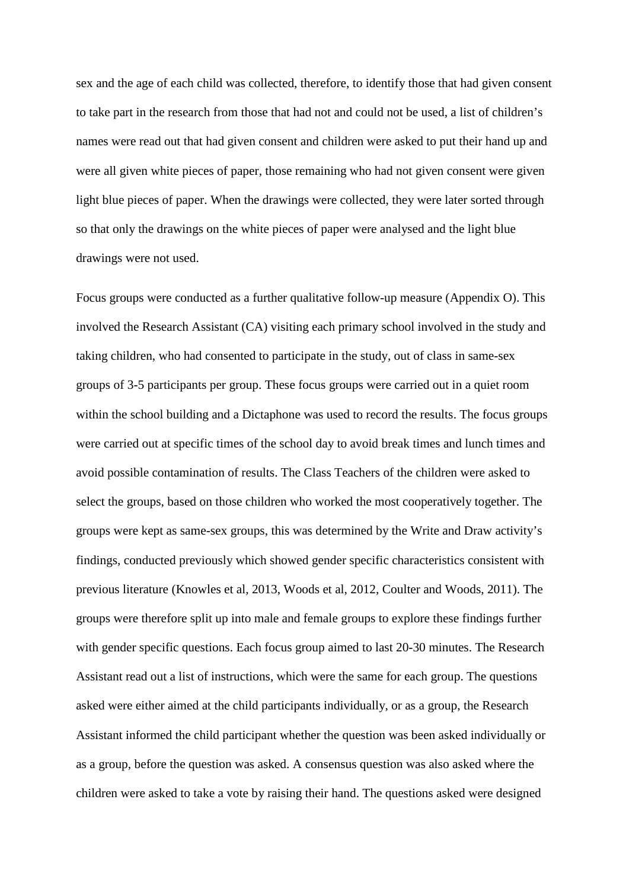sex and the age of each child was collected, therefore, to identify those that had given consent to take part in the research from those that had not and could not be used, a list of children's names were read out that had given consent and children were asked to put their hand up and were all given white pieces of paper, those remaining who had not given consent were given light blue pieces of paper. When the drawings were collected, they were later sorted through so that only the drawings on the white pieces of paper were analysed and the light blue drawings were not used.

Focus groups were conducted as a further qualitative follow-up measure (Appendix O). This involved the Research Assistant (CA) visiting each primary school involved in the study and taking children, who had consented to participate in the study, out of class in same-sex groups of 3-5 participants per group. These focus groups were carried out in a quiet room within the school building and a Dictaphone was used to record the results. The focus groups were carried out at specific times of the school day to avoid break times and lunch times and avoid possible contamination of results. The Class Teachers of the children were asked to select the groups, based on those children who worked the most cooperatively together. The groups were kept as same-sex groups, this was determined by the Write and Draw activity's findings, conducted previously which showed gender specific characteristics consistent with previous literature (Knowles et al, 2013, Woods et al, 2012, Coulter and Woods, 2011). The groups were therefore split up into male and female groups to explore these findings further with gender specific questions. Each focus group aimed to last 20-30 minutes. The Research Assistant read out a list of instructions, which were the same for each group. The questions asked were either aimed at the child participants individually, or as a group, the Research Assistant informed the child participant whether the question was been asked individually or as a group, before the question was asked. A consensus question was also asked where the children were asked to take a vote by raising their hand. The questions asked were designed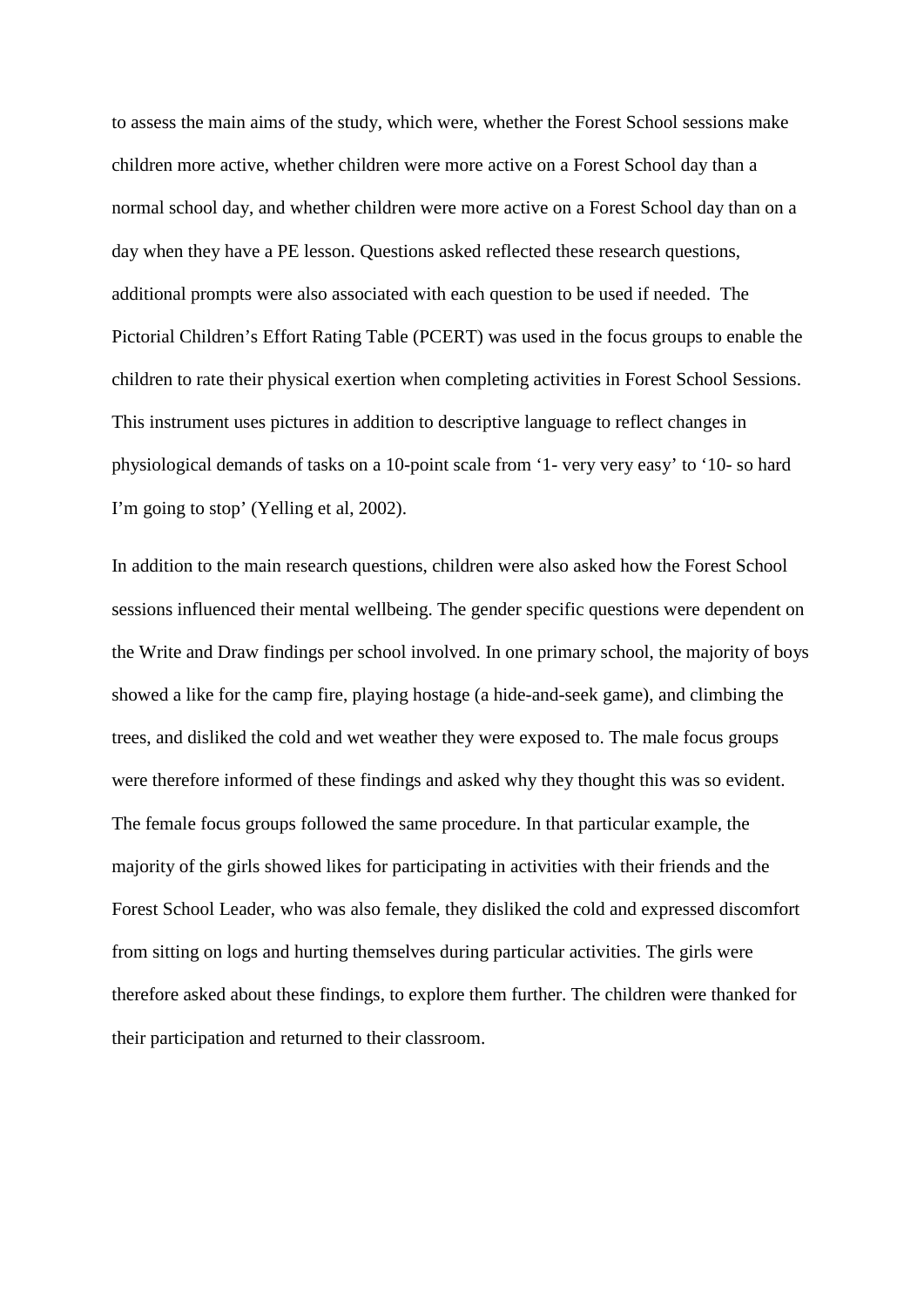to assess the main aims of the study, which were, whether the Forest School sessions make children more active, whether children were more active on a Forest School day than a normal school day, and whether children were more active on a Forest School day than on a day when they have a PE lesson. Questions asked reflected these research questions, additional prompts were also associated with each question to be used if needed. The Pictorial Children's Effort Rating Table (PCERT) was used in the focus groups to enable the children to rate their physical exertion when completing activities in Forest School Sessions. This instrument uses pictures in addition to descriptive language to reflect changes in physiological demands of tasks on a 10-point scale from '1- very very easy' to '10- so hard I'm going to stop' (Yelling et al, 2002).

In addition to the main research questions, children were also asked how the Forest School sessions influenced their mental wellbeing. The gender specific questions were dependent on the Write and Draw findings per school involved. In one primary school, the majority of boys showed a like for the camp fire, playing hostage (a hide-and-seek game), and climbing the trees, and disliked the cold and wet weather they were exposed to. The male focus groups were therefore informed of these findings and asked why they thought this was so evident. The female focus groups followed the same procedure. In that particular example, the majority of the girls showed likes for participating in activities with their friends and the Forest School Leader, who was also female, they disliked the cold and expressed discomfort from sitting on logs and hurting themselves during particular activities. The girls were therefore asked about these findings, to explore them further. The children were thanked for their participation and returned to their classroom.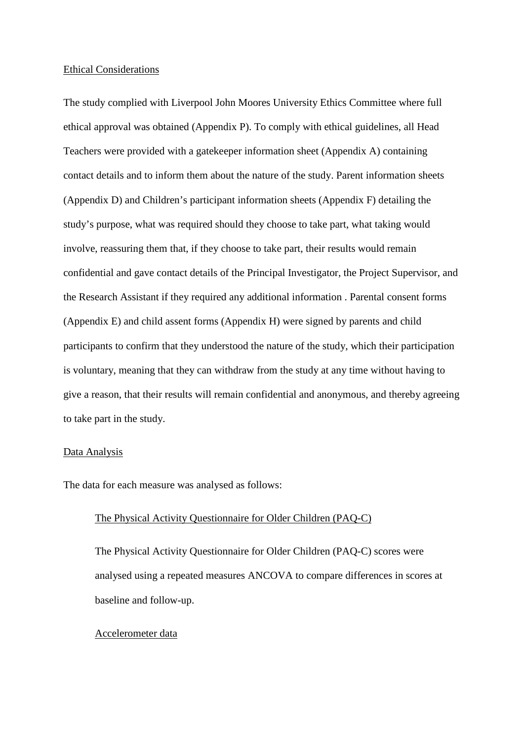## Ethical Considerations

The study complied with Liverpool John Moores University Ethics Committee where full ethical approval was obtained (Appendix P). To comply with ethical guidelines, all Head Teachers were provided with a gatekeeper information sheet (Appendix A) containing contact details and to inform them about the nature of the study. Parent information sheets (Appendix D) and Children's participant information sheets (Appendix F) detailing the study's purpose, what was required should they choose to take part, what taking would involve, reassuring them that, if they choose to take part, their results would remain confidential and gave contact details of the Principal Investigator, the Project Supervisor, and the Research Assistant if they required any additional information . Parental consent forms (Appendix E) and child assent forms (Appendix H) were signed by parents and child participants to confirm that they understood the nature of the study, which their participation is voluntary, meaning that they can withdraw from the study at any time without having to give a reason, that their results will remain confidential and anonymous, and thereby agreeing to take part in the study.

## Data Analysis

The data for each measure was analysed as follows:

### The Physical Activity Questionnaire for Older Children (PAQ-C)

The Physical Activity Questionnaire for Older Children (PAQ-C) scores were analysed using a repeated measures ANCOVA to compare differences in scores at baseline and follow-up.

### Accelerometer data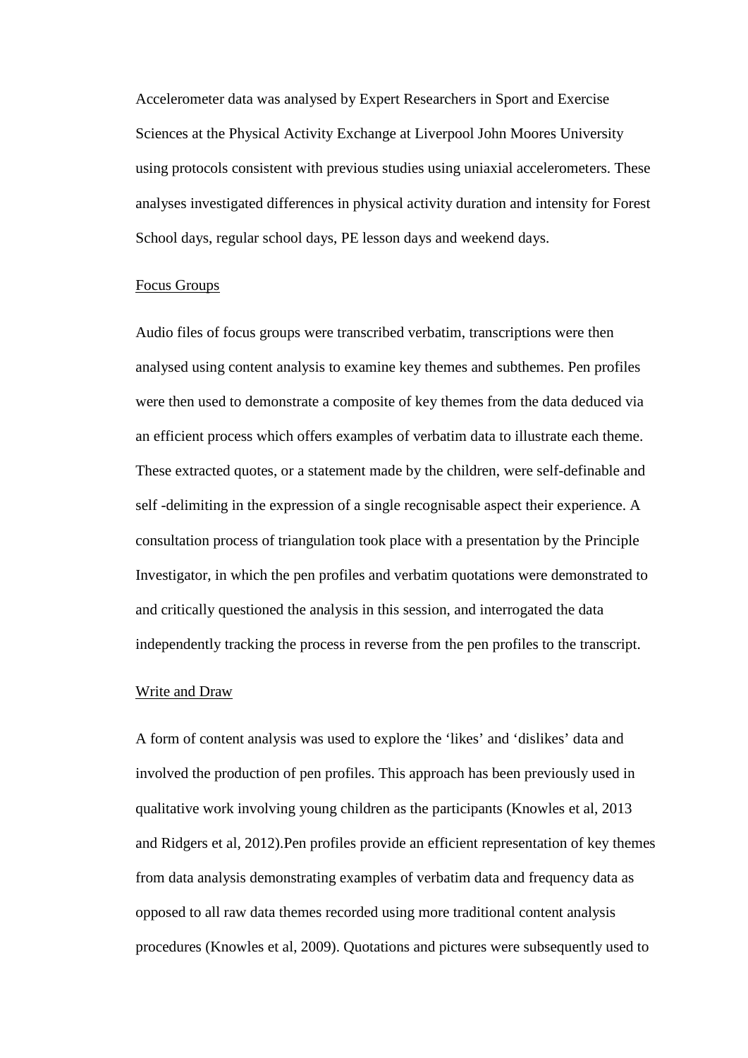Accelerometer data was analysed by Expert Researchers in Sport and Exercise Sciences at the Physical Activity Exchange at Liverpool John Moores University using protocols consistent with previous studies using uniaxial accelerometers. These analyses investigated differences in physical activity duration and intensity for Forest School days, regular school days, PE lesson days and weekend days.

<u>Focus Groups</u>

Audio files of focus groups were transcribed verbatim, transcriptions were then analysed using content analysis to examine key themes and subthemes. Pen profiles were then used to demonstrate a composite of key themes from the data deduced via an efficient process which offers examples of verbatim data to illustrate each theme. These extracted quotes, or a statement made by the children, were self-definable and self -delimiting in the expression of a single recognisable aspect their experience. A consultation process of triangulation took place with a presentation by the Principle Investigator, in which the pen profiles and verbatim quotations were demonstrated to and critically questioned the analysis in this session, and interrogated the data independently tracking the process in reverse from the pen profiles to the transcript.

<u>Write and Draw</u>

A form of content analysis was used to explore the 'likes' and 'dislikes' data and involved the production of pen profiles. This approach has been previously used in qualitative work involving young children as the participants (Knowles et al, 2013 and Ridgers et al, 2012).Pen profiles provide an efficient representation of key themes from data analysis demonstrating examples of verbatim data and frequency data as opposed to all raw data themes recorded using more traditional content analysis procedures (Knowles et al, 2009). Quotations and pictures were subsequently used to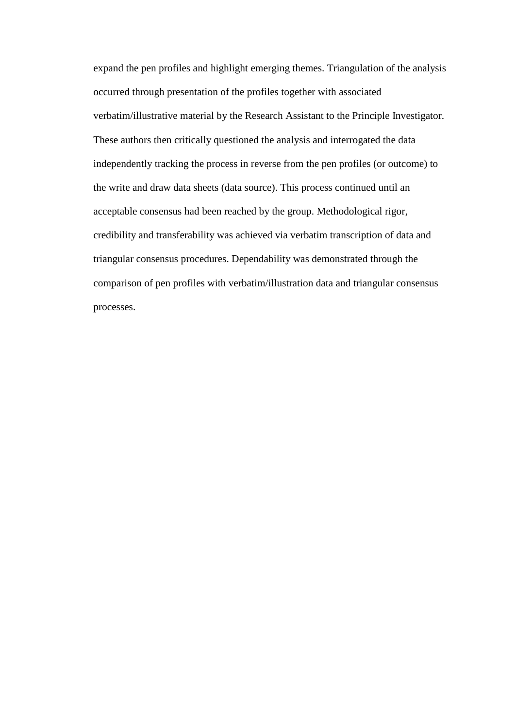expand the pen profiles and highlight emerging themes. Triangulation of the analysis occurred through presentation of the profiles together with associated verbatim/illustrative material by the Research Assistant to the Principle Investigator. These authors then critically questioned the analysis and interrogated the data independently tracking the process in reverse from the pen profiles (or outcome) to the write and draw data sheets (data source). This process continued until an acceptable consensus had been reached by the group. Methodological rigor, credibility and transferability was achieved via verbatim transcription of data and triangular consensus procedures. Dependability was demonstrated through the comparison of pen profiles with verbatim/illustration data and triangular consensus processes.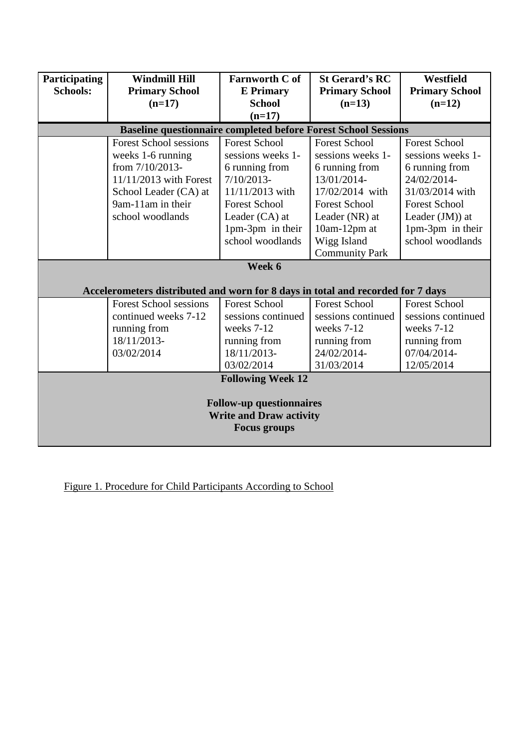| Participating Schools: | Windmill Hill Primary School (n=17) | Farnworth C of E Primary School (n=17) | St Gerard's RC Primary School (n=13) | Westfield Primary School (n=12) |
|---|---|---|---|---|
| **Baseline questionnaire completed before Forest School Sessions** | | | | |
| | Forest School sessions weeks 1-6 running from 7/10/2013-11/11/2013 with Forest School Leader (CA) at 9am-11am in their school woodlands | Forest School sessions weeks 1-6 running from 7/10/2013-11/11/2013 with Forest School Leader (CA) at 1pm-3pm in their school woodlands | Forest School sessions weeks 1-6 running from 13/01/2014-17/02/2014 with Forest School Leader (NR) at 10am-12pm at Wigg Island Community Park | Forest School sessions weeks 1-6 running from 24/02/2014-31/03/2014 with Forest School Leader (JM)) at 1pm-3pm in their school woodlands |
| **Week 6** <br> **Accelerometers distributed and worn for 8 days in total and recorded for 7 days** | | | | |
| | Forest School sessions continued weeks 7-12 running from 18/11/2013-03/02/2014 | Forest School sessions continued weeks 7-12 running from 18/11/2013-03/02/2014 | Forest School sessions continued weeks 7-12 running from 24/02/2014-31/03/2014 | Forest School sessions continued weeks 7-12 running from 07/04/2014-12/05/2014 |
| **Following Week 12** <br> **Follow-up questionnaires** <br> **Write and Draw activity** <br> **Focus groups** | | | | |

Figure 1. Procedure for Child Participants According to School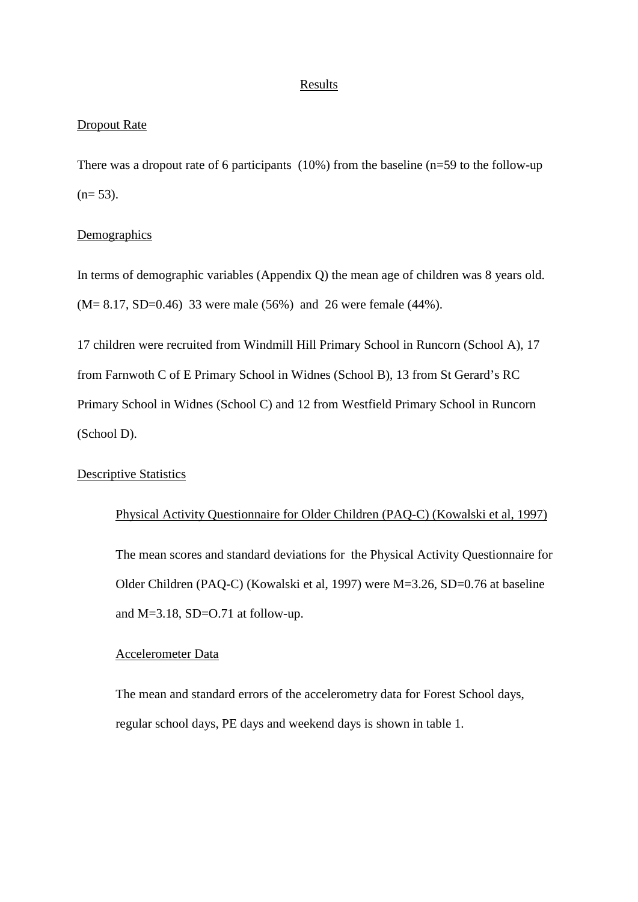# Results

## Dropout Rate

There was a dropout rate of 6 participants (10%) from the baseline (n=59 to the follow-up (n= 53).

## Demographics

In terms of demographic variables (Appendix Q) the mean age of children was 8 years old. (M= 8.17, SD=0.46) 33 were male (56%) and 26 were female (44%).

17 children were recruited from Windmill Hill Primary School in Runcorn (School A), 17 from Farnwoth C of E Primary School in Widnes (School B), 13 from St Gerard's RC Primary School in Widnes (School C) and 12 from Westfield Primary School in Runcorn (School D).

## Descriptive Statistics

### Physical Activity Questionnaire for Older Children (PAQ-C) (Kowalski et al, 1997)

The mean scores and standard deviations for the Physical Activity Questionnaire for Older Children (PAQ-C) (Kowalski et al, 1997) were M=3.26, SD=0.76 at baseline and M=3.18, SD=O.71 at follow-up.

### Accelerometer Data

The mean and standard errors of the accelerometry data for Forest School days, regular school days, PE days and weekend days is shown in table 1.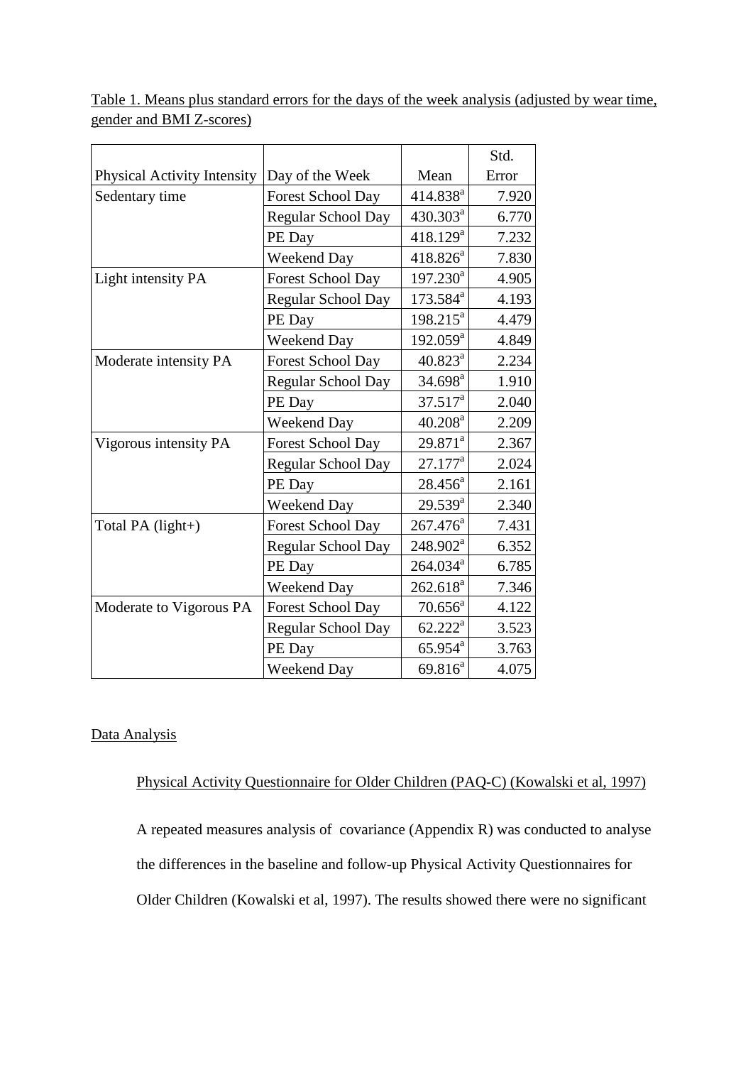Table 1. Means plus standard errors for the days of the week analysis (adjusted by wear time, gender and BMI Z-scores)

| Physical Activity Intensity | Day of the Week | Mean | Std. Error |
|---|---|---|---|
| Sedentary time | Forest School Day | 414.838[a] | 7.920 |
| | Regular School Day | 430.303[a] | 6.770 |
| | PE Day | 418.129[a] | 7.232 |
| | Weekend Day | 418.826[a] | 7.830 |
| Light intensity PA | Forest School Day | 197.230[a] | 4.905 |
| | Regular School Day | 173.584[a] | 4.193 |
| | PE Day | 198.215[a] | 4.479 |
| | Weekend Day | 192.059[a] | 4.849 |
| Moderate intensity PA | Forest School Day | 40.823[a] | 2.234 |
| | Regular School Day | 34.698[a] | 1.910 |
| | PE Day | 37.517[a] | 2.040 |
| | Weekend Day | 40.208[a] | 2.209 |
| Vigorous intensity PA | Forest School Day | 29.871[a] | 2.367 |
| | Regular School Day | 27.177[a] | 2.024 |
| | PE Day | 28.456[a] | 2.161 |
| | Weekend Day | 29.539[a] | 2.340 |
| Total PA (light+) | Forest School Day | 267.476[a] | 7.431 |
| | Regular School Day | 248.902[a] | 6.352 |
| | PE Day | 264.034[a] | 6.785 |
| | Weekend Day | 262.618[a] | 7.346 |
| Moderate to Vigorous PA | Forest School Day | 70.656[a] | 4.122 |
| | Regular School Day | 62.222[a] | 3.523 |
| | PE Day | 65.954[a] | 3.763 |
| | Weekend Day | 69.816[a] | 4.075 |

Data Analysis

Physical Activity Questionnaire for Older Children (PAQ-C) (Kowalski et al, 1997)

A repeated measures analysis of covariance (Appendix R) was conducted to analyse the differences in the baseline and follow-up Physical Activity Questionnaires for Older Children (Kowalski et al, 1997). The results showed there were no significant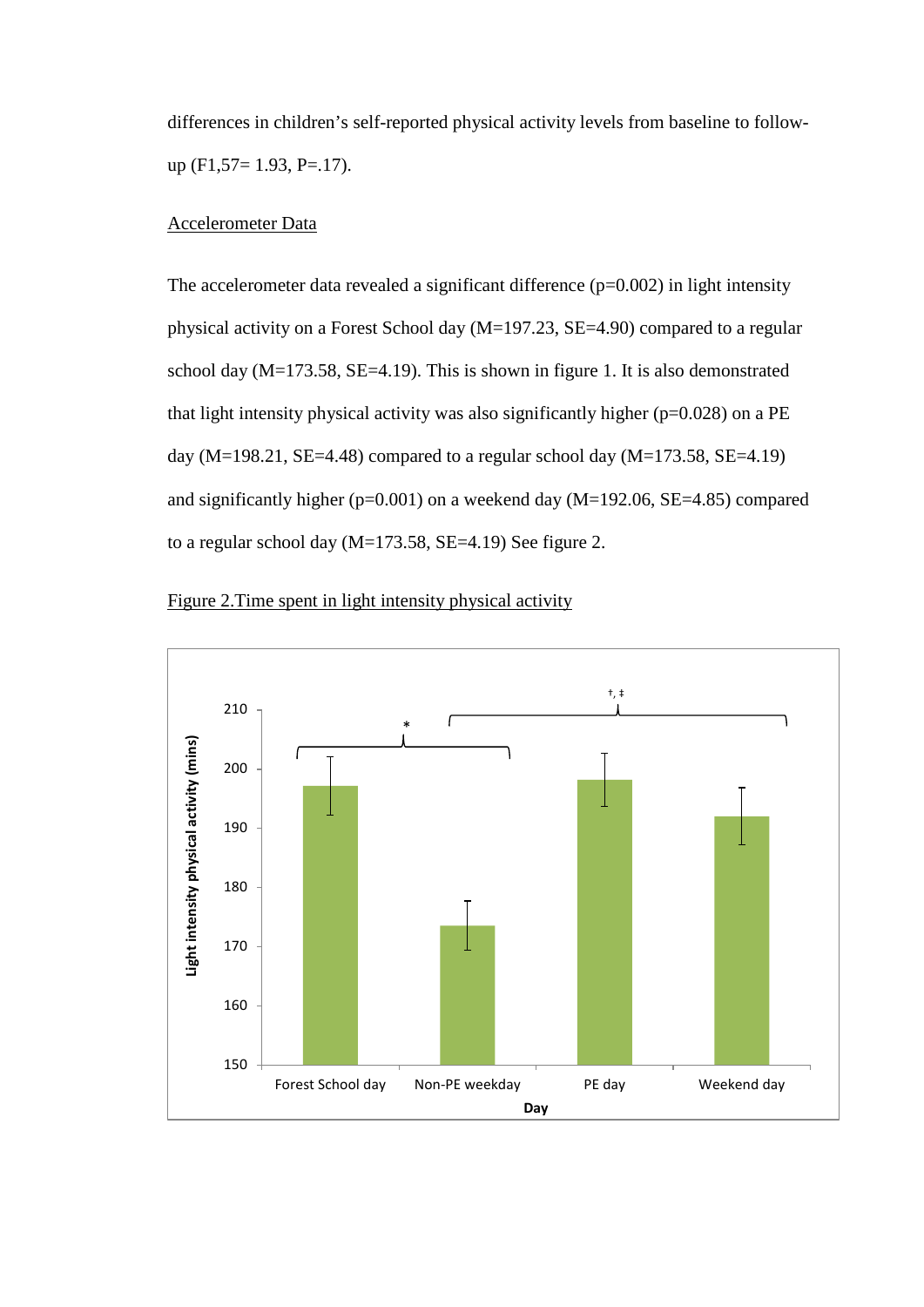differences in children's self-reported physical activity levels from baseline to follow-up ($F_{1,57}$= 1.93, P=.17).

Accelerometer Data

The accelerometer data revealed a significant difference (p=0.002) in light intensity physical activity on a Forest School day (M=197.23, SE=4.90) compared to a regular school day (M=173.58, SE=4.19). This is shown in figure 1. It is also demonstrated that light intensity physical activity was also significantly higher (p=0.028) on a PE day (M=198.21, SE=4.48) compared to a regular school day (M=173.58, SE=4.19) and significantly higher (p=0.001) on a weekend day (M=192.06, SE=4.85) compared to a regular school day (M=173.58, SE=4.19) See figure 2.

Figure 2.Time spent in light intensity physical activity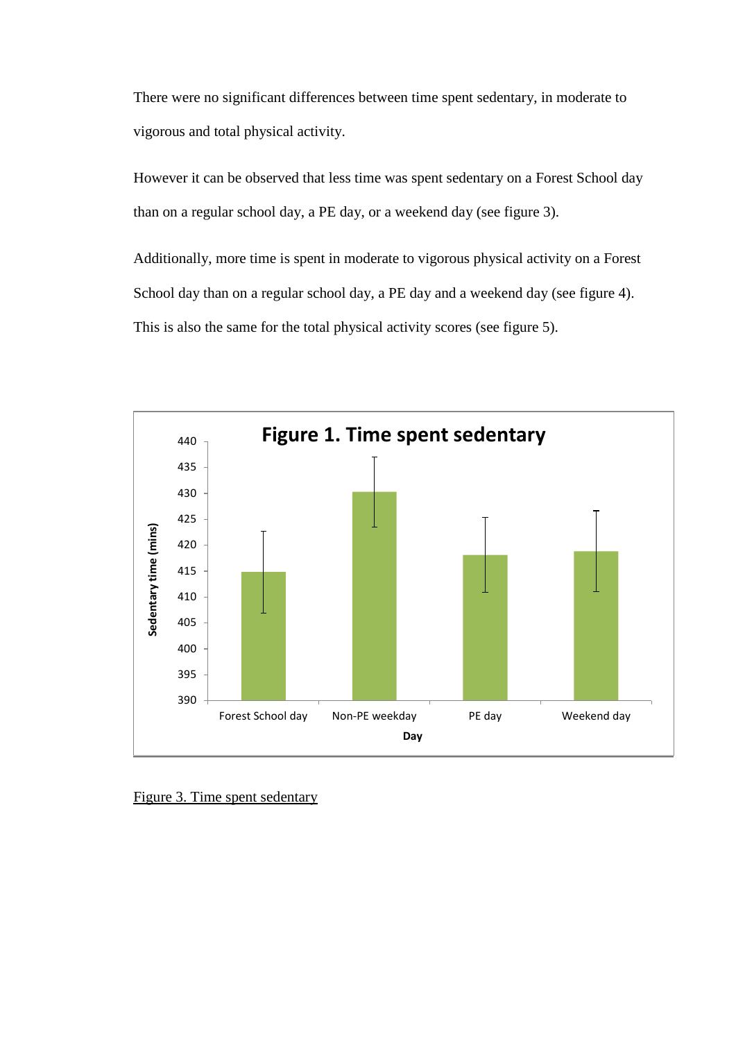There were no significant differences between time spent sedentary, in moderate to vigorous and total physical activity.

However it can be observed that less time was spent sedentary on a Forest School day than on a regular school day, a PE day, or a weekend day (see figure 3).

Additionally, more time is spent in moderate to vigorous physical activity on a Forest School day than on a regular school day, a PE day and a weekend day (see figure 4). This is also the same for the total physical activity scores (see figure 5).

Figure 3. Time spent sedentary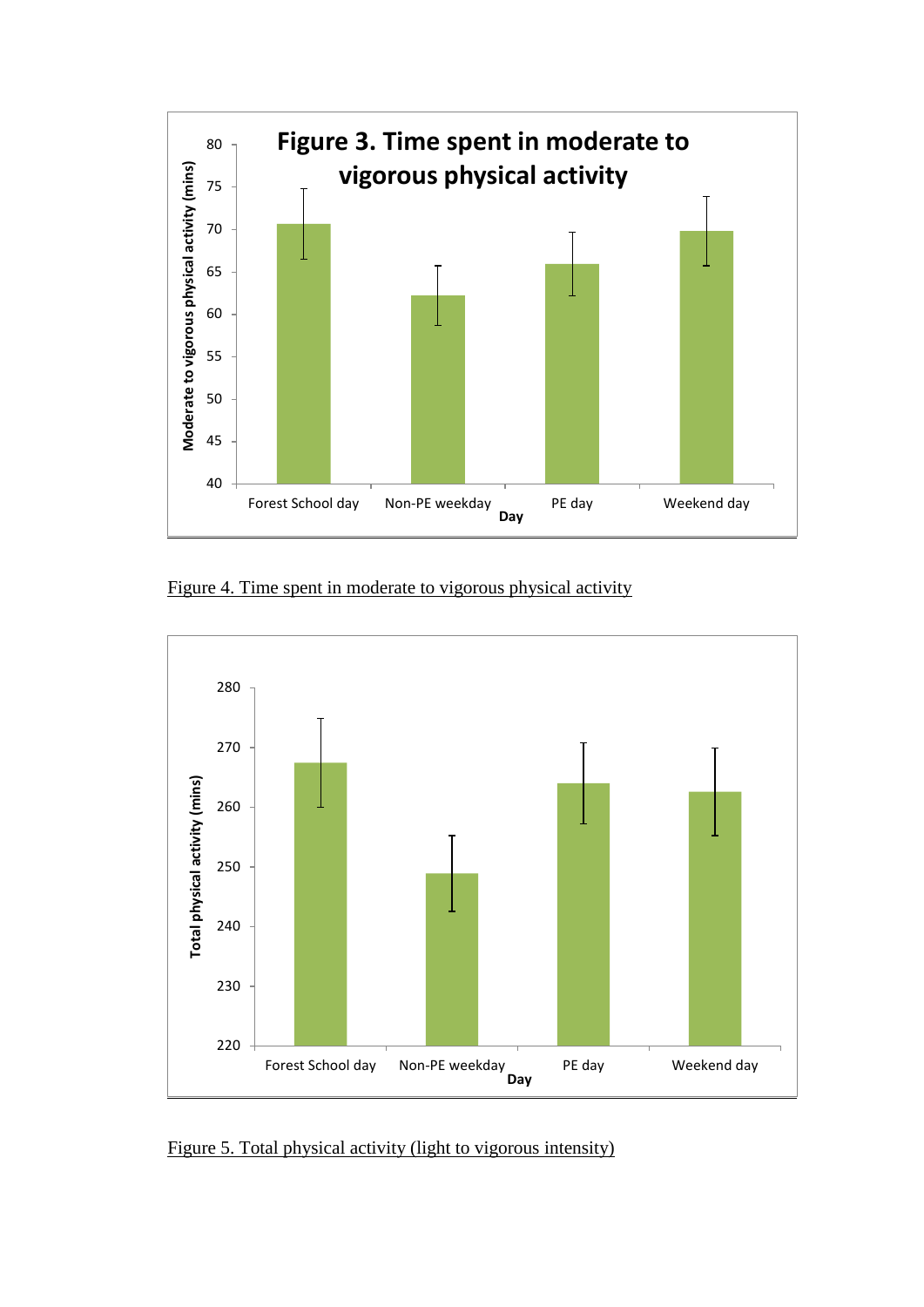Figure 4. Time spent in moderate to vigorous physical activity

Figure 5. Total physical activity (light to vigorous intensity)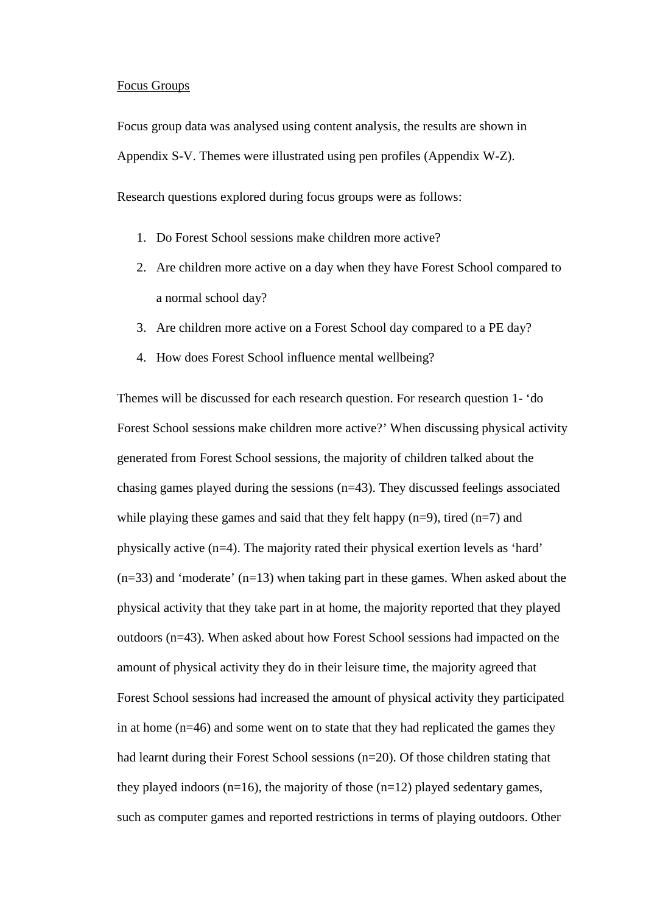Focus Groups

Focus group data was analysed using content analysis, the results are shown in Appendix S-V. Themes were illustrated using pen profiles (Appendix W-Z).

Research questions explored during focus groups were as follows:

1. Do Forest School sessions make children more active?
2. Are children more active on a day when they have Forest School compared to a normal school day?
3. Are children more active on a Forest School day compared to a PE day?
4. How does Forest School influence mental wellbeing?

Themes will be discussed for each research question. For research question 1- 'do Forest School sessions make children more active?' When discussing physical activity generated from Forest School sessions, the majority of children talked about the chasing games played during the sessions (n=43). They discussed feelings associated while playing these games and said that they felt happy (n=9), tired (n=7) and physically active (n=4). The majority rated their physical exertion levels as 'hard' (n=33) and 'moderate' (n=13) when taking part in these games. When asked about the physical activity that they take part in at home, the majority reported that they played outdoors (n=43). When asked about how Forest School sessions had impacted on the amount of physical activity they do in their leisure time, the majority agreed that Forest School sessions had increased the amount of physical activity they participated in at home (n=46) and some went on to state that they had replicated the games they had learnt during their Forest School sessions (n=20). Of those children stating that they played indoors (n=16), the majority of those (n=12) played sedentary games, such as computer games and reported restrictions in terms of playing outdoors. Other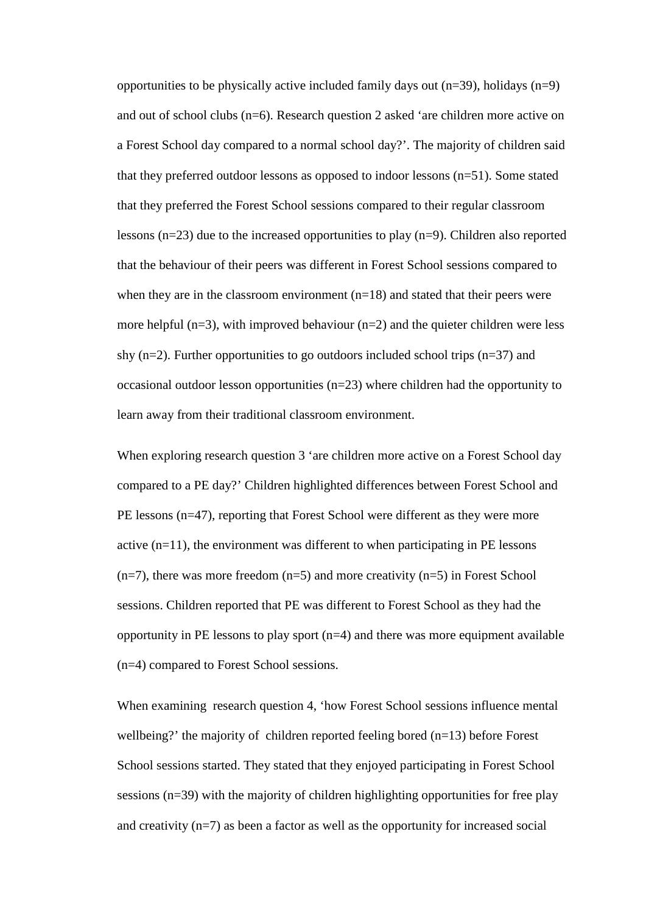opportunities to be physically active included family days out (n=39), holidays (n=9) and out of school clubs (n=6). Research question 2 asked 'are children more active on a Forest School day compared to a normal school day?'. The majority of children said that they preferred outdoor lessons as opposed to indoor lessons (n=51). Some stated that they preferred the Forest School sessions compared to their regular classroom lessons (n=23) due to the increased opportunities to play (n=9). Children also reported that the behaviour of their peers was different in Forest School sessions compared to when they are in the classroom environment (n=18) and stated that their peers were more helpful (n=3), with improved behaviour (n=2) and the quieter children were less shy (n=2). Further opportunities to go outdoors included school trips (n=37) and occasional outdoor lesson opportunities (n=23) where children had the opportunity to learn away from their traditional classroom environment.

When exploring research question 3 'are children more active on a Forest School day compared to a PE day?' Children highlighted differences between Forest School and PE lessons (n=47), reporting that Forest School were different as they were more active (n=11), the environment was different to when participating in PE lessons (n=7), there was more freedom (n=5) and more creativity (n=5) in Forest School sessions. Children reported that PE was different to Forest School as they had the opportunity in PE lessons to play sport (n=4) and there was more equipment available (n=4) compared to Forest School sessions.

When examining research question 4, 'how Forest School sessions influence mental wellbeing?' the majority of children reported feeling bored (n=13) before Forest School sessions started. They stated that they enjoyed participating in Forest School sessions (n=39) with the majority of children highlighting opportunities for free play and creativity (n=7) as been a factor as well as the opportunity for increased social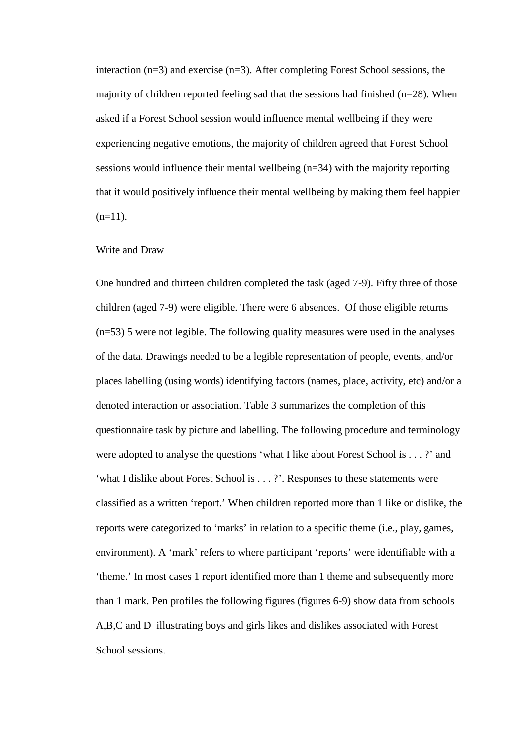interaction (n=3) and exercise (n=3). After completing Forest School sessions, the majority of children reported feeling sad that the sessions had finished (n=28). When asked if a Forest School session would influence mental wellbeing if they were experiencing negative emotions, the majority of children agreed that Forest School sessions would influence their mental wellbeing (n=34) with the majority reporting that it would positively influence their mental wellbeing by making them feel happier (n=11).

Write and Draw

One hundred and thirteen children completed the task (aged 7-9). Fifty three of those children (aged 7-9) were eligible. There were 6 absences. Of those eligible returns (n=53) 5 were not legible. The following quality measures were used in the analyses of the data. Drawings needed to be a legible representation of people, events, and/or places labelling (using words) identifying factors (names, place, activity, etc) and/or a denoted interaction or association. Table 3 summarizes the completion of this questionnaire task by picture and labelling. The following procedure and terminology were adopted to analyse the questions 'what I like about Forest School is . . . ?' and 'what I dislike about Forest School is . . . ?'. Responses to these statements were classified as a written 'report.' When children reported more than 1 like or dislike, the reports were categorized to 'marks' in relation to a specific theme (i.e., play, games, environment). A 'mark' refers to where participant 'reports' were identifiable with a 'theme.' In most cases 1 report identified more than 1 theme and subsequently more than 1 mark. Pen profiles the following figures (figures 6-9) show data from schools A,B,C and D illustrating boys and girls likes and dislikes associated with Forest School sessions.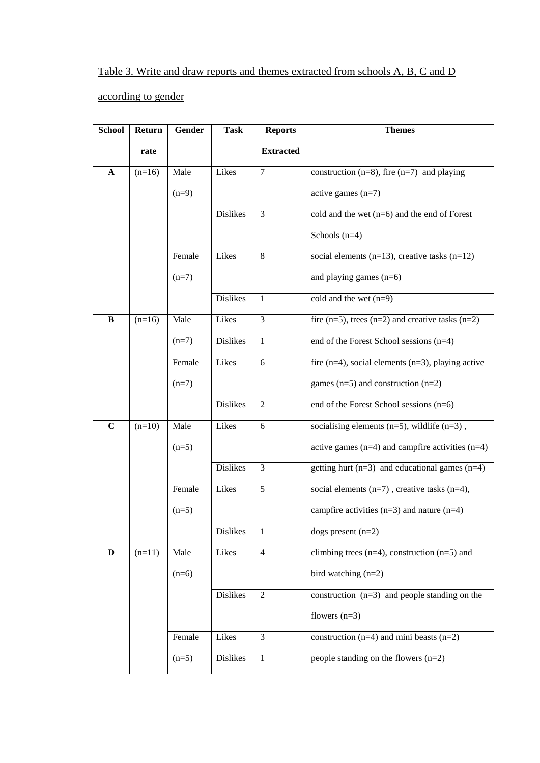Table 3. Write and draw reports and themes extracted from schools A, B, C and D according to gender

| School | Return rate | Gender | Task | Reports Extracted | Themes |
|---|---|---|---|---|---|
| **A** | (n=16) | Male (n=9) | Likes | 7 | construction (n=8), fire (n=7) and playing active games (n=7) |
| | | | Dislikes | 3 | cold and the wet (n=6) and the end of Forest Schools (n=4) |
| | | Female (n=7) | Likes | 8 | social elements (n=13), creative tasks (n=12) and playing games (n=6) |
| | | | Dislikes | 1 | cold and the wet (n=9) |
| **B** | (n=16) | Male (n=7) | Likes | 3 | fire (n=5), trees (n=2) and creative tasks (n=2) |
| | | | Dislikes | 1 | end of the Forest School sessions (n=4) |
| | | Female (n=7) | Likes | 6 | fire (n=4), social elements (n=3), playing active games (n=5) and construction (n=2) |
| | | | Dislikes | 2 | end of the Forest School sessions (n=6) |
| **C** | (n=10) | Male (n=5) | Likes | 6 | socialising elements (n=5), wildlife (n=3) , active games (n=4) and campfire activities (n=4) |
| | | | Dislikes | 3 | getting hurt (n=3) and educational games (n=4) |
| | | Female (n=5) | Likes | 5 | social elements (n=7) , creative tasks (n=4), campfire activities (n=3) and nature (n=4) |
| | | | Dislikes | 1 | dogs present (n=2) |
| **D** | (n=11) | Male (n=6) | Likes | 4 | climbing trees (n=4), construction (n=5) and bird watching (n=2) |
| | | | Dislikes | 2 | construction (n=3) and people standing on the flowers (n=3) |
| | | Female (n=5) | Likes | 3 | construction (n=4) and mini beasts (n=2) |
| | | | Dislikes | 1 | people standing on the flowers (n=2) |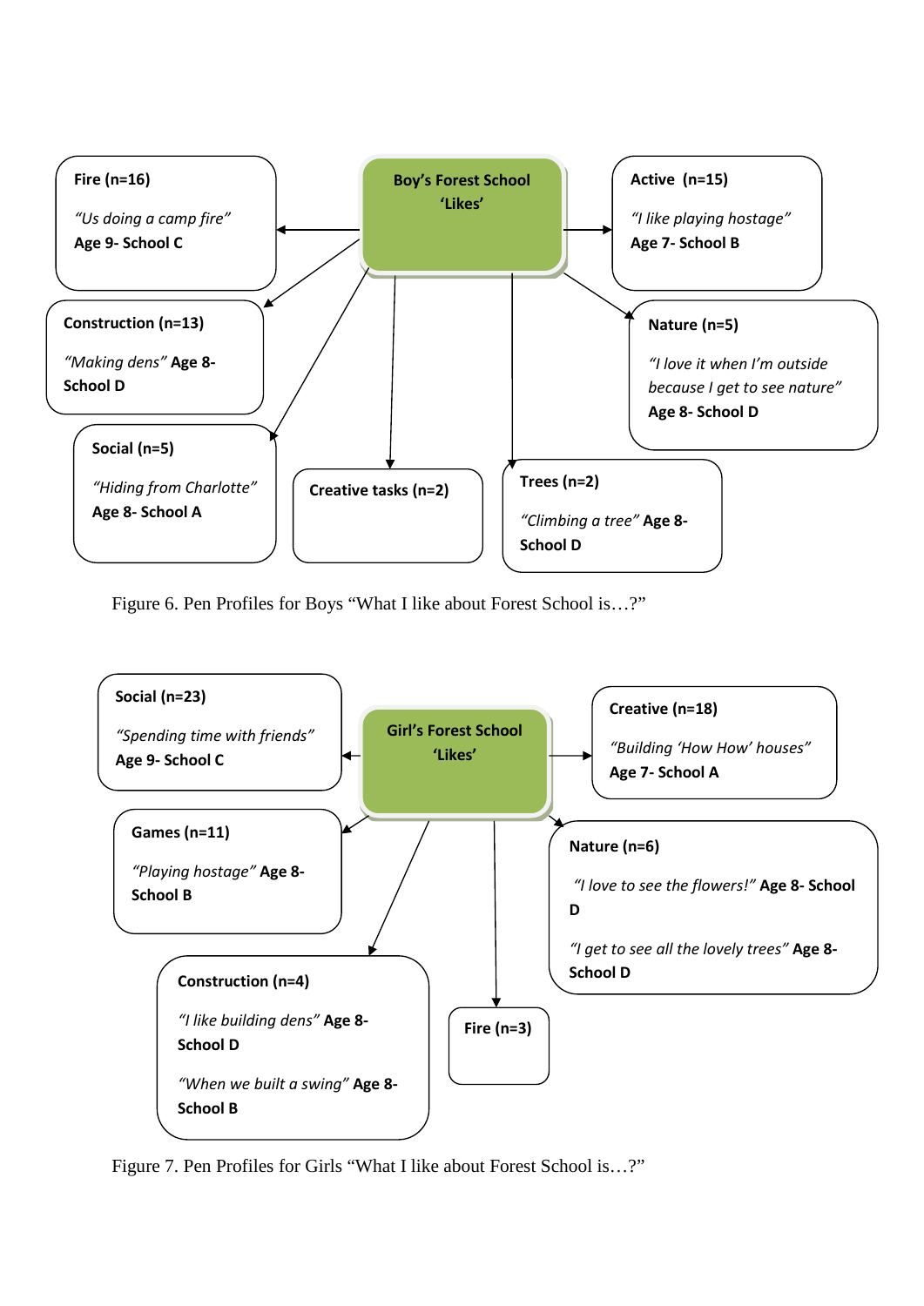**Boy's Forest School 'Likes'**

**Fire (n=16)**
*"Us doing a camp fire"* **Age 9- School C**

**Active (n=15)**
*"I like playing hostage"* **Age 7- School B**

**Construction (n=13)**
*"Making dens"* **Age 8- School D**

**Nature (n=5)**
*"I love it when I'm outside because I get to see nature"* **Age 8- School D**

**Social (n=5)**
*"Hiding from Charlotte"* **Age 8- School A**

**Creative tasks (n=2)**

**Trees (n=2)**
*"Climbing a tree"* **Age 8- School D**

Figure 6. Pen Profiles for Boys "What I like about Forest School is…?"

**Girl's Forest School 'Likes'**

**Social (n=23)**
*"Spending time with friends"* **Age 9- School C**

**Creative (n=18)**
*"Building 'How How' houses"* **Age 7- School A**

**Games (n=11)**
*"Playing hostage"* **Age 8- School B**

**Nature (n=6)**
*"I love to see the flowers!"* **Age 8- School D**
*"I get to see all the lovely trees"* **Age 8- School D**

**Construction (n=4)**
*"I like building dens"* **Age 8- School D**
*"When we built a swing"* **Age 8- School B**

**Fire (n=3)**

Figure 7. Pen Profiles for Girls "What I like about Forest School is…?"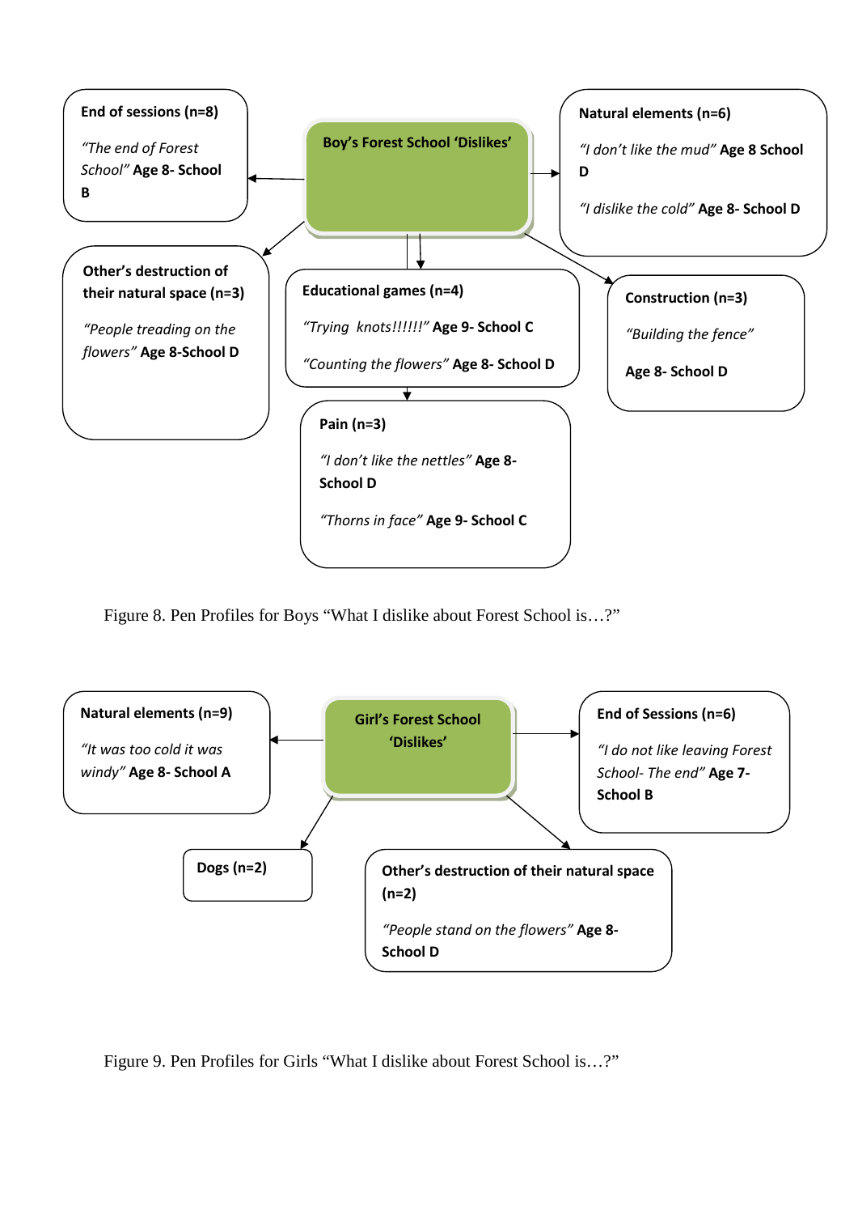**Boy's Forest School 'Dislikes'**

**End of sessions (n=8)**

*"The end of Forest School"* **Age 8- School B**

**Natural elements (n=6)**

*"I don't like the mud"* **Age 8 School D**

*"I dislike the cold"* **Age 8- School D**

**Other's destruction of their natural space (n=3)**

*"People treading on the flowers"* **Age 8-School D**

**Educational games (n=4)**

*"Trying knots!!!!!!"* **Age 9- School C**

*"Counting the flowers"* **Age 8- School D**

**Construction (n=3)**

*"Building the fence"*

**Age 8- School D**

**Pain (n=3)**

*"I don't like the nettles"* **Age 8- School D**

*"Thorns in face"* **Age 9- School C**

Figure 8. Pen Profiles for Boys "What I dislike about Forest School is…?"

**Girl's Forest School 'Dislikes'**

**Natural elements (n=9)**

*"It was too cold it was windy"* **Age 8- School A**

**End of Sessions (n=6)**

*"I do not like leaving Forest School- The end"* **Age 7- School B**

**Dogs (n=2)**

**Other's destruction of their natural space (n=2)**

*"People stand on the flowers"* **Age 8- School D**

Figure 9. Pen Profiles for Girls "What I dislike about Forest School is…?"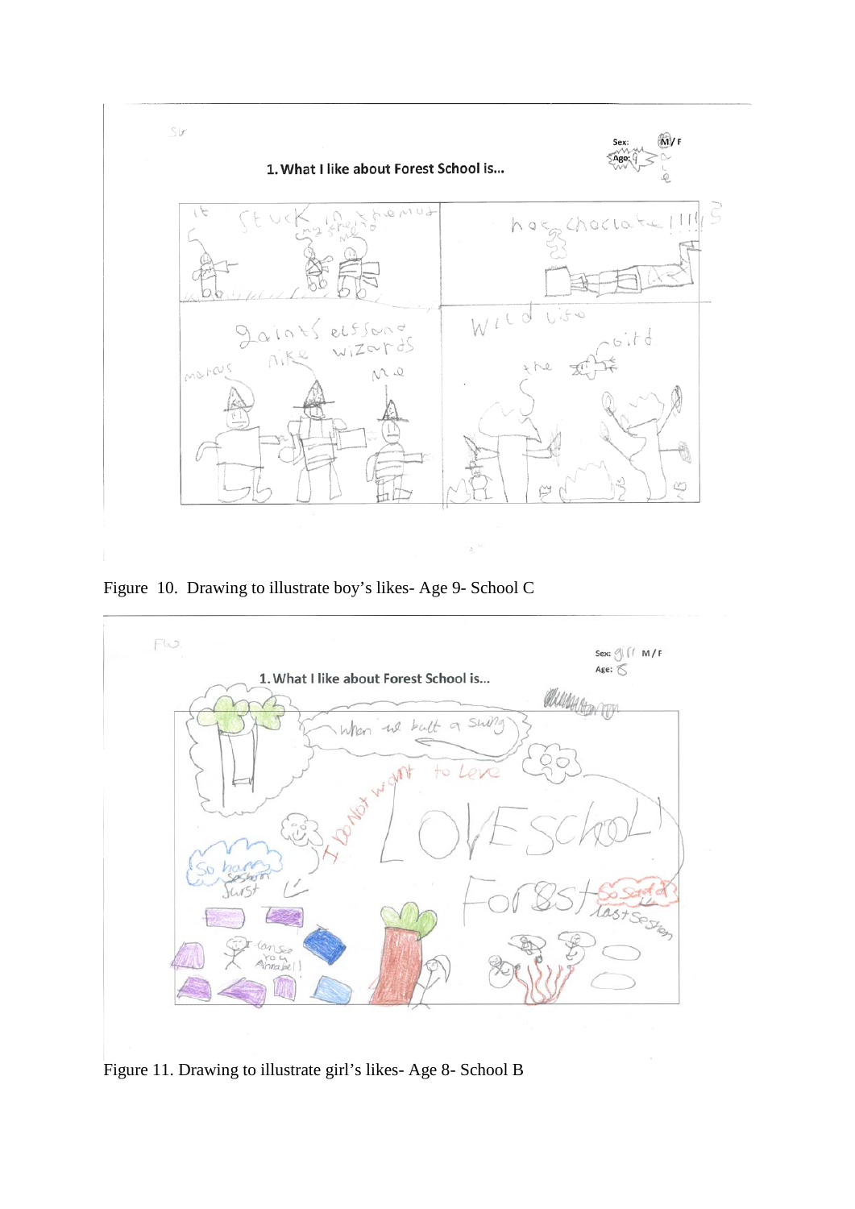Figure 10. Drawing to illustrate boy's likes- Age 9- School C

Figure 11. Drawing to illustrate girl's likes- Age 8- School B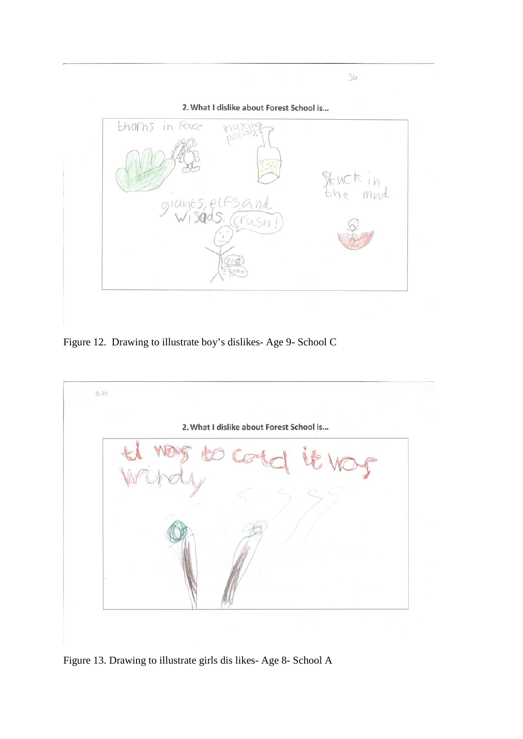Figure 12. Drawing to illustrate boy's dislikes- Age 9- School C

Figure 13. Drawing to illustrate girls dis likes- Age 8- School A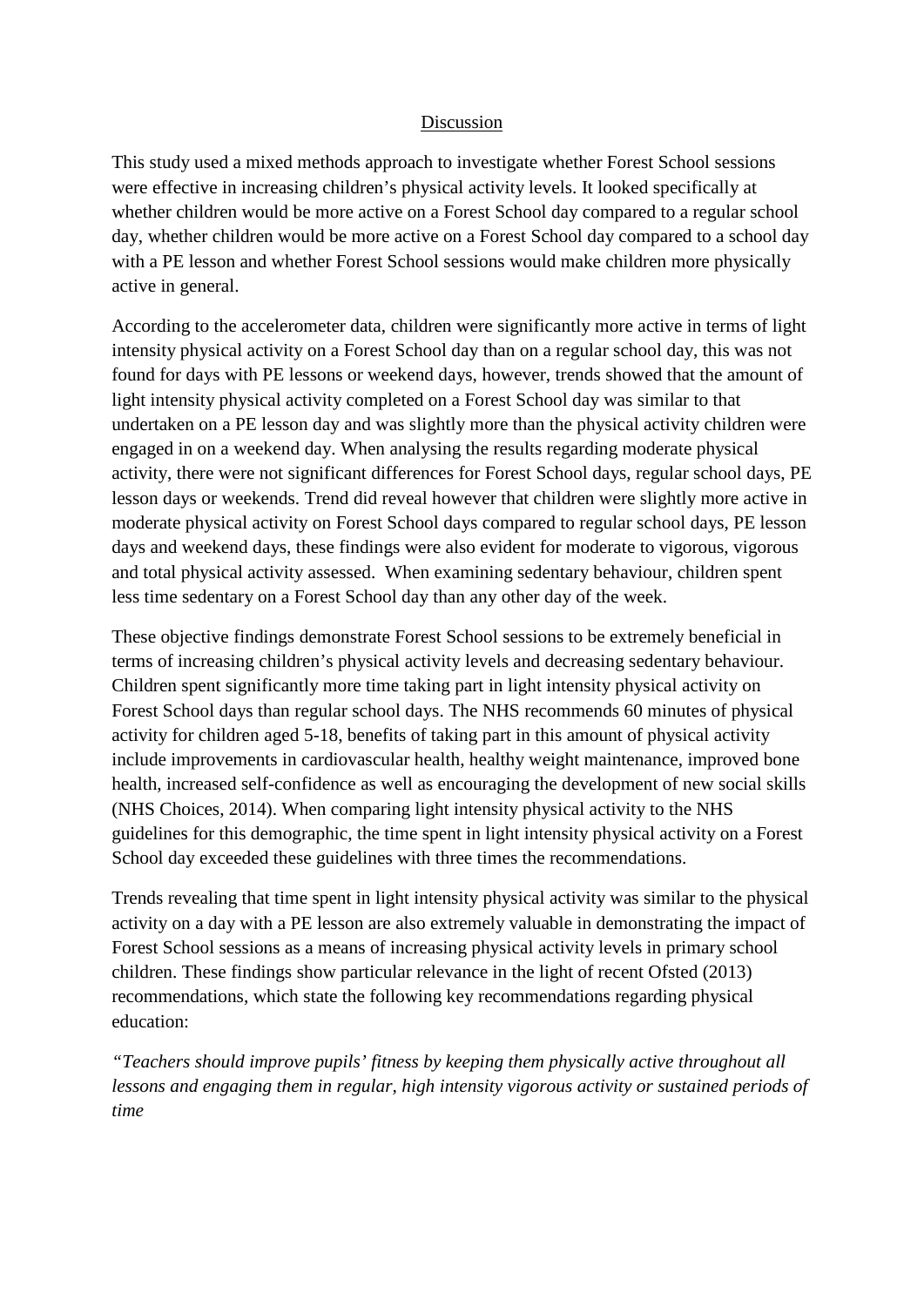## Discussion

This study used a mixed methods approach to investigate whether Forest School sessions were effective in increasing children's physical activity levels. It looked specifically at whether children would be more active on a Forest School day compared to a regular school day, whether children would be more active on a Forest School day compared to a school day with a PE lesson and whether Forest School sessions would make children more physically active in general.

According to the accelerometer data, children were significantly more active in terms of light intensity physical activity on a Forest School day than on a regular school day, this was not found for days with PE lessons or weekend days, however, trends showed that the amount of light intensity physical activity completed on a Forest School day was similar to that undertaken on a PE lesson day and was slightly more than the physical activity children were engaged in on a weekend day. When analysing the results regarding moderate physical activity, there were not significant differences for Forest School days, regular school days, PE lesson days or weekends. Trend did reveal however that children were slightly more active in moderate physical activity on Forest School days compared to regular school days, PE lesson days and weekend days, these findings were also evident for moderate to vigorous, vigorous and total physical activity assessed. When examining sedentary behaviour, children spent less time sedentary on a Forest School day than any other day of the week.

These objective findings demonstrate Forest School sessions to be extremely beneficial in terms of increasing children's physical activity levels and decreasing sedentary behaviour. Children spent significantly more time taking part in light intensity physical activity on Forest School days than regular school days. The NHS recommends 60 minutes of physical activity for children aged 5-18, benefits of taking part in this amount of physical activity include improvements in cardiovascular health, healthy weight maintenance, improved bone health, increased self-confidence as well as encouraging the development of new social skills (NHS Choices, 2014). When comparing light intensity physical activity to the NHS guidelines for this demographic, the time spent in light intensity physical activity on a Forest School day exceeded these guidelines with three times the recommendations.

Trends revealing that time spent in light intensity physical activity was similar to the physical activity on a day with a PE lesson are also extremely valuable in demonstrating the impact of Forest School sessions as a means of increasing physical activity levels in primary school children. These findings show particular relevance in the light of recent Ofsted (2013) recommendations, which state the following key recommendations regarding physical education:

*"Teachers should improve pupils' fitness by keeping them physically active throughout all lessons and engaging them in regular, high intensity vigorous activity or sustained periods of time*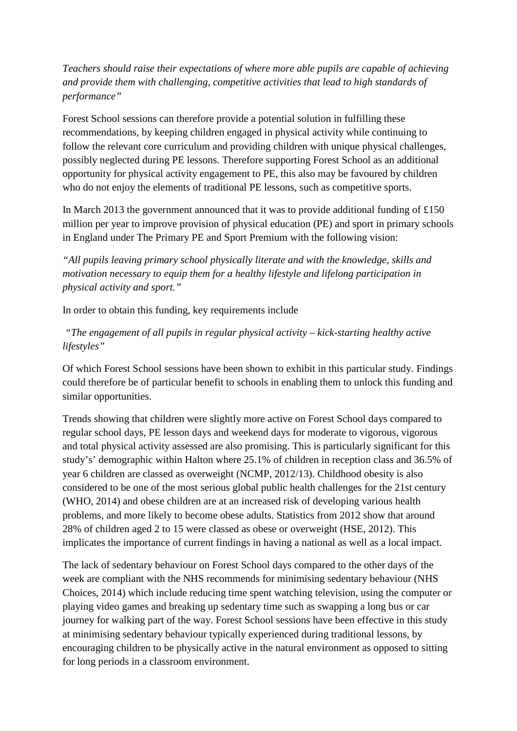*Teachers should raise their expectations of where more able pupils are capable of achieving and provide them with challenging, competitive activities that lead to high standards of performance"*

Forest School sessions can therefore provide a potential solution in fulfilling these recommendations, by keeping children engaged in physical activity while continuing to follow the relevant core curriculum and providing children with unique physical challenges, possibly neglected during PE lessons. Therefore supporting Forest School as an additional opportunity for physical activity engagement to PE, this also may be favoured by children who do not enjoy the elements of traditional PE lessons, such as competitive sports.

In March 2013 the government announced that it was to provide additional funding of £150 million per year to improve provision of physical education (PE) and sport in primary schools in England under The Primary PE and Sport Premium with the following vision:

*"All pupils leaving primary school physically literate and with the knowledge, skills and motivation necessary to equip them for a healthy lifestyle and lifelong participation in physical activity and sport."*

In order to obtain this funding, key requirements include

*"The engagement of all pupils in regular physical activity – kick-starting healthy active lifestyles"*

Of which Forest School sessions have been shown to exhibit in this particular study. Findings could therefore be of particular benefit to schools in enabling them to unlock this funding and similar opportunities.

Trends showing that children were slightly more active on Forest School days compared to regular school days, PE lesson days and weekend days for moderate to vigorous, vigorous and total physical activity assessed are also promising. This is particularly significant for this study's' demographic within Halton where 25.1% of children in reception class and 36.5% of year 6 children are classed as overweight (NCMP, 2012/13). Childhood obesity is also considered to be one of the most serious global public health challenges for the 21st century (WHO, 2014) and obese children are at an increased risk of developing various health problems, and more likely to become obese adults. Statistics from 2012 show that around 28% of children aged 2 to 15 were classed as obese or overweight (HSE, 2012). This implicates the importance of current findings in having a national as well as a local impact.

The lack of sedentary behaviour on Forest School days compared to the other days of the week are compliant with the NHS recommends for minimising sedentary behaviour (NHS Choices, 2014) which include reducing time spent watching television, using the computer or playing video games and breaking up sedentary time such as swapping a long bus or car journey for walking part of the way. Forest School sessions have been effective in this study at minimising sedentary behaviour typically experienced during traditional lessons, by encouraging children to be physically active in the natural environment as opposed to sitting for long periods in a classroom environment.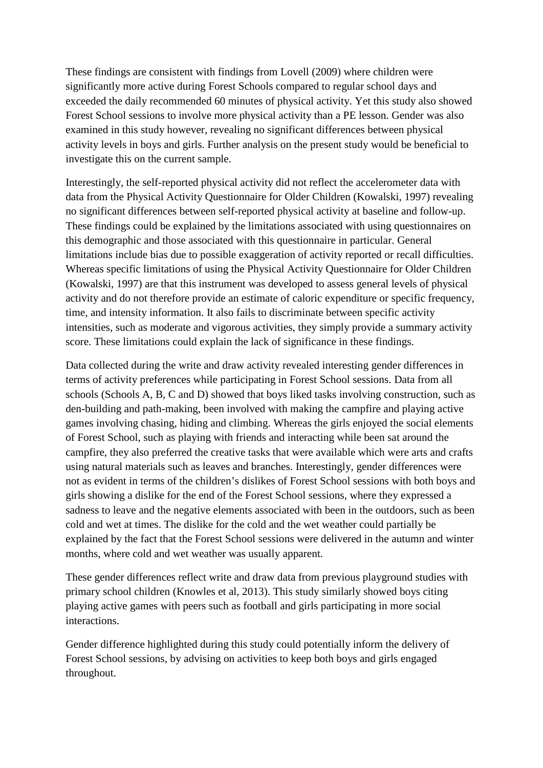These findings are consistent with findings from Lovell (2009) where children were significantly more active during Forest Schools compared to regular school days and exceeded the daily recommended 60 minutes of physical activity. Yet this study also showed Forest School sessions to involve more physical activity than a PE lesson. Gender was also examined in this study however, revealing no significant differences between physical activity levels in boys and girls. Further analysis on the present study would be beneficial to investigate this on the current sample.

Interestingly, the self-reported physical activity did not reflect the accelerometer data with data from the Physical Activity Questionnaire for Older Children (Kowalski, 1997) revealing no significant differences between self-reported physical activity at baseline and follow-up. These findings could be explained by the limitations associated with using questionnaires on this demographic and those associated with this questionnaire in particular. General limitations include bias due to possible exaggeration of activity reported or recall difficulties. Whereas specific limitations of using the Physical Activity Questionnaire for Older Children (Kowalski, 1997) are that this instrument was developed to assess general levels of physical activity and do not therefore provide an estimate of caloric expenditure or specific frequency, time, and intensity information. It also fails to discriminate between specific activity intensities, such as moderate and vigorous activities, they simply provide a summary activity score. These limitations could explain the lack of significance in these findings.

Data collected during the write and draw activity revealed interesting gender differences in terms of activity preferences while participating in Forest School sessions. Data from all schools (Schools A, B, C and D) showed that boys liked tasks involving construction, such as den-building and path-making, been involved with making the campfire and playing active games involving chasing, hiding and climbing. Whereas the girls enjoyed the social elements of Forest School, such as playing with friends and interacting while been sat around the campfire, they also preferred the creative tasks that were available which were arts and crafts using natural materials such as leaves and branches. Interestingly, gender differences were not as evident in terms of the children's dislikes of Forest School sessions with both boys and girls showing a dislike for the end of the Forest School sessions, where they expressed a sadness to leave and the negative elements associated with been in the outdoors, such as been cold and wet at times. The dislike for the cold and the wet weather could partially be explained by the fact that the Forest School sessions were delivered in the autumn and winter months, where cold and wet weather was usually apparent.

These gender differences reflect write and draw data from previous playground studies with primary school children (Knowles et al, 2013). This study similarly showed boys citing playing active games with peers such as football and girls participating in more social interactions.

Gender difference highlighted during this study could potentially inform the delivery of Forest School sessions, by advising on activities to keep both boys and girls engaged throughout.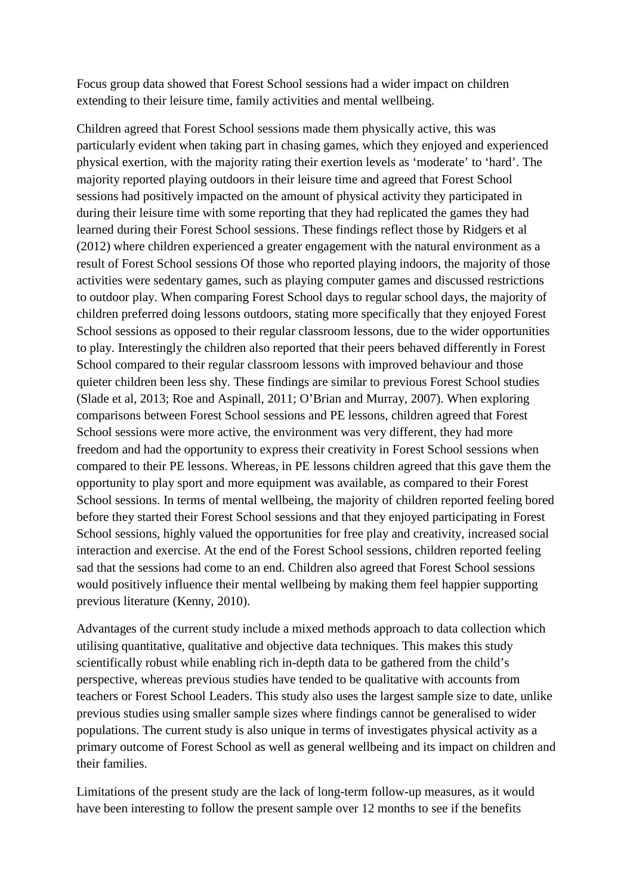Focus group data showed that Forest School sessions had a wider impact on children extending to their leisure time, family activities and mental wellbeing.

Children agreed that Forest School sessions made them physically active, this was particularly evident when taking part in chasing games, which they enjoyed and experienced physical exertion, with the majority rating their exertion levels as 'moderate' to 'hard'. The majority reported playing outdoors in their leisure time and agreed that Forest School sessions had positively impacted on the amount of physical activity they participated in during their leisure time with some reporting that they had replicated the games they had learned during their Forest School sessions. These findings reflect those by Ridgers et al (2012) where children experienced a greater engagement with the natural environment as a result of Forest School sessions Of those who reported playing indoors, the majority of those activities were sedentary games, such as playing computer games and discussed restrictions to outdoor play. When comparing Forest School days to regular school days, the majority of children preferred doing lessons outdoors, stating more specifically that they enjoyed Forest School sessions as opposed to their regular classroom lessons, due to the wider opportunities to play. Interestingly the children also reported that their peers behaved differently in Forest School compared to their regular classroom lessons with improved behaviour and those quieter children been less shy. These findings are similar to previous Forest School studies (Slade et al, 2013; Roe and Aspinall, 2011; O'Brian and Murray, 2007). When exploring comparisons between Forest School sessions and PE lessons, children agreed that Forest School sessions were more active, the environment was very different, they had more freedom and had the opportunity to express their creativity in Forest School sessions when compared to their PE lessons. Whereas, in PE lessons children agreed that this gave them the opportunity to play sport and more equipment was available, as compared to their Forest School sessions. In terms of mental wellbeing, the majority of children reported feeling bored before they started their Forest School sessions and that they enjoyed participating in Forest School sessions, highly valued the opportunities for free play and creativity, increased social interaction and exercise. At the end of the Forest School sessions, children reported feeling sad that the sessions had come to an end. Children also agreed that Forest School sessions would positively influence their mental wellbeing by making them feel happier supporting previous literature (Kenny, 2010).

Advantages of the current study include a mixed methods approach to data collection which utilising quantitative, qualitative and objective data techniques. This makes this study scientifically robust while enabling rich in-depth data to be gathered from the child's perspective, whereas previous studies have tended to be qualitative with accounts from teachers or Forest School Leaders. This study also uses the largest sample size to date, unlike previous studies using smaller sample sizes where findings cannot be generalised to wider populations. The current study is also unique in terms of investigates physical activity as a primary outcome of Forest School as well as general wellbeing and its impact on children and their families.

Limitations of the present study are the lack of long-term follow-up measures, as it would have been interesting to follow the present sample over 12 months to see if the benefits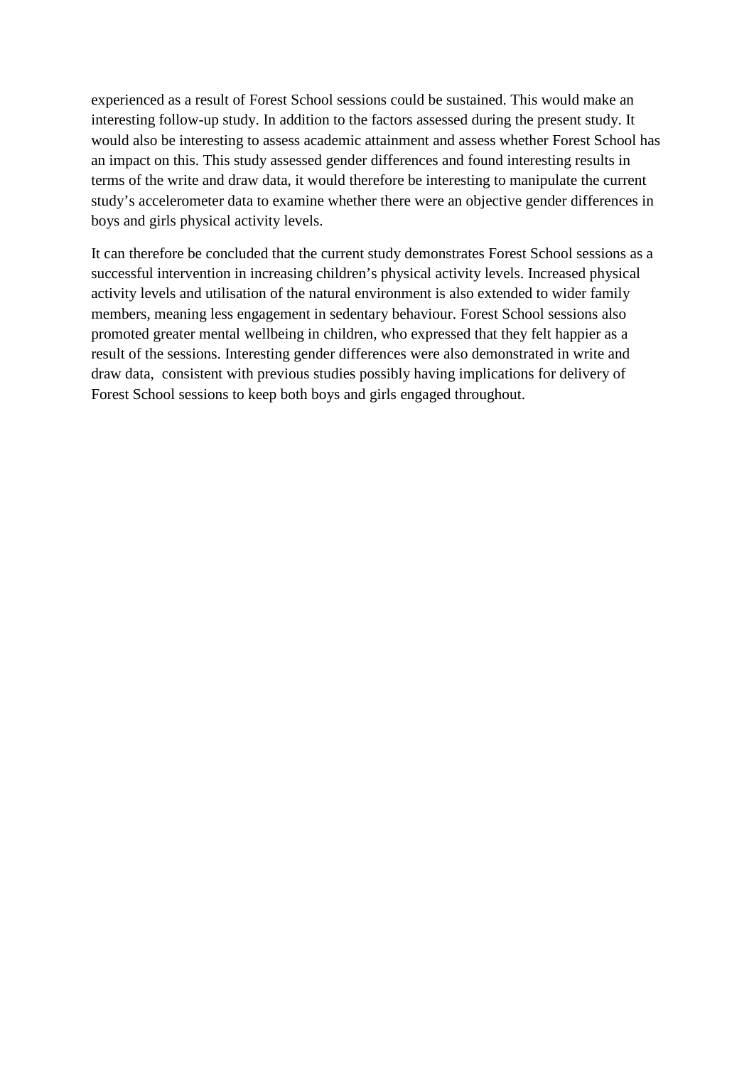experienced as a result of Forest School sessions could be sustained. This would make an interesting follow-up study. In addition to the factors assessed during the present study. It would also be interesting to assess academic attainment and assess whether Forest School has an impact on this. This study assessed gender differences and found interesting results in terms of the write and draw data, it would therefore be interesting to manipulate the current study's accelerometer data to examine whether there were an objective gender differences in boys and girls physical activity levels.

It can therefore be concluded that the current study demonstrates Forest School sessions as a successful intervention in increasing children's physical activity levels. Increased physical activity levels and utilisation of the natural environment is also extended to wider family members, meaning less engagement in sedentary behaviour. Forest School sessions also promoted greater mental wellbeing in children, who expressed that they felt happier as a result of the sessions. Interesting gender differences were also demonstrated in write and draw data,  consistent with previous studies possibly having implications for delivery of Forest School sessions to keep both boys and girls engaged throughout.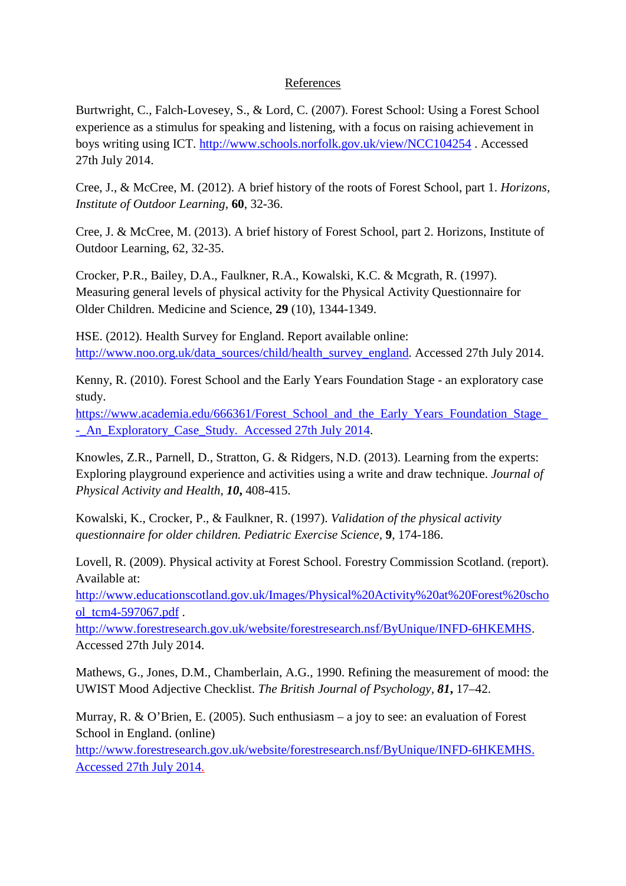References

Burtwright, C., Falch-Lovesey, S., & Lord, C. (2007). Forest School: Using a Forest School experience as a stimulus for speaking and listening, with a focus on raising achievement in boys writing using ICT. http://www.schools.norfolk.gov.uk/view/NCC104254 . Accessed 27th July 2014.

Cree, J., & McCree, M. (2012). A brief history of the roots of Forest School, part 1. *Horizons, Institute of Outdoor Learning*, **60**, 32-36.

Cree, J. & McCree, M. (2013). A brief history of Forest School, part 2. Horizons, Institute of Outdoor Learning, 62, 32-35.

Crocker, P.R., Bailey, D.A., Faulkner, R.A., Kowalski, K.C. & Mcgrath, R. (1997). Measuring general levels of physical activity for the Physical Activity Questionnaire for Older Children. Medicine and Science, **29** (10), 1344-1349.

HSE. (2012). Health Survey for England. Report available online: http://www.noo.org.uk/data_sources/child/health_survey_england. Accessed 27th July 2014.

Kenny, R. (2010). Forest School and the Early Years Foundation Stage - an exploratory case study. https://www.academia.edu/666361/Forest_School_and_the_Early_Years_Foundation_Stage_-_An_Exploratory_Case_Study. Accessed 27th July 2014.

Knowles, Z.R., Parnell, D., Stratton, G. & Ridgers, N.D. (2013). Learning from the experts: Exploring playground experience and activities using a write and draw technique. *Journal of Physical Activity and Health*, ***10*****,** 408-415.

Kowalski, K., Crocker, P., & Faulkner, R. (1997). *Validation of the physical activity questionnaire for older children. Pediatric Exercise Science*, **9**, 174-186.

Lovell, R. (2009). Physical activity at Forest School. Forestry Commission Scotland. (report). Available at: http://www.educationscotland.gov.uk/Images/Physical%20Activity%20at%20Forest%20school_tcm4-597067.pdf . http://www.forestresearch.gov.uk/website/forestresearch.nsf/ByUnique/INFD-6HKEMHS. Accessed 27th July 2014.

Mathews, G., Jones, D.M., Chamberlain, A.G., 1990. Refining the measurement of mood: the UWIST Mood Adjective Checklist. *The British Journal of Psychology*, ***81*****,** 17–42.

Murray, R. & O'Brien, E. (2005). Such enthusiasm – a joy to see: an evaluation of Forest School in England. (online) http://www.forestresearch.gov.uk/website/forestresearch.nsf/ByUnique/INFD-6HKEMHS. Accessed 27th July 2014.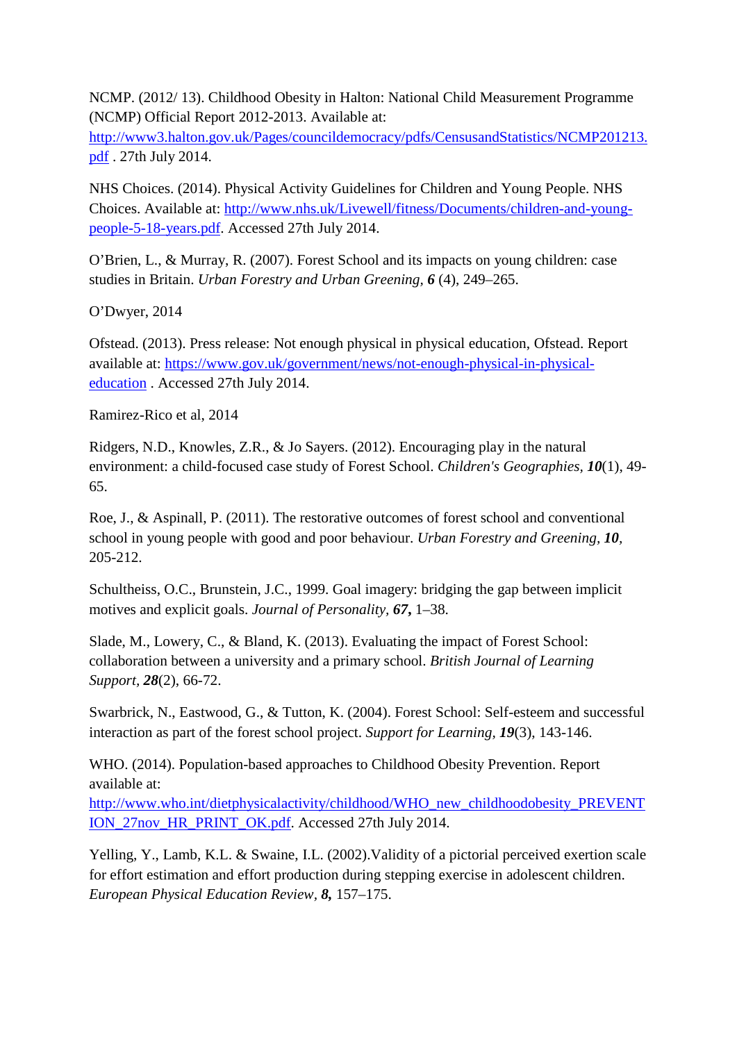NCMP. (2012/ 13). Childhood Obesity in Halton: National Child Measurement Programme (NCMP) Official Report 2012-2013. Available at: http://www3.halton.gov.uk/Pages/councildemocracy/pdfs/CensusandStatistics/NCMP201213.pdf . 27th July 2014.

NHS Choices. (2014). Physical Activity Guidelines for Children and Young People. NHS Choices. Available at: http://www.nhs.uk/Livewell/fitness/Documents/children-and-young-people-5-18-years.pdf. Accessed 27th July 2014.

O'Brien, L., & Murray, R. (2007). Forest School and its impacts on young children: case studies in Britain. *Urban Forestry and Urban Greening*, ***6*** (4), 249–265.

O'Dwyer, 2014

Ofstead. (2013). Press release: Not enough physical in physical education, Ofstead. Report available at: https://www.gov.uk/government/news/not-enough-physical-in-physical-education . Accessed 27th July 2014.

Ramirez-Rico et al, 2014

Ridgers, N.D., Knowles, Z.R., & Jo Sayers. (2012). Encouraging play in the natural environment: a child-focused case study of Forest School. *Children's Geographies*, ***10***(1), 49-65.

Roe, J., & Aspinall, P. (2011). The restorative outcomes of forest school and conventional school in young people with good and poor behaviour. *Urban Forestry and Greening*, ***10***, 205-212.

Schultheiss, O.C., Brunstein, J.C., 1999. Goal imagery: bridging the gap between implicit motives and explicit goals. *Journal of Personality*, ***67*****,** 1–38.

Slade, M., Lowery, C., & Bland, K. (2013). Evaluating the impact of Forest School: collaboration between a university and a primary school. *British Journal of Learning Support*, ***28***(2), 66-72.

Swarbrick, N., Eastwood, G., & Tutton, K. (2004). Forest School: Self-esteem and successful interaction as part of the forest school project. *Support for Learning*, ***19***(3), 143-146.

WHO. (2014). Population-based approaches to Childhood Obesity Prevention. Report available at: http://www.who.int/dietphysicalactivity/childhood/WHO_new_childhoodobesity_PREVENTION_27nov_HR_PRINT_OK.pdf. Accessed 27th July 2014.

Yelling, Y., Lamb, K.L. & Swaine, I.L. (2002).Validity of a pictorial perceived exertion scale for effort estimation and effort production during stepping exercise in adolescent children. *European Physical Education Review*, ***8*****,** 157–175.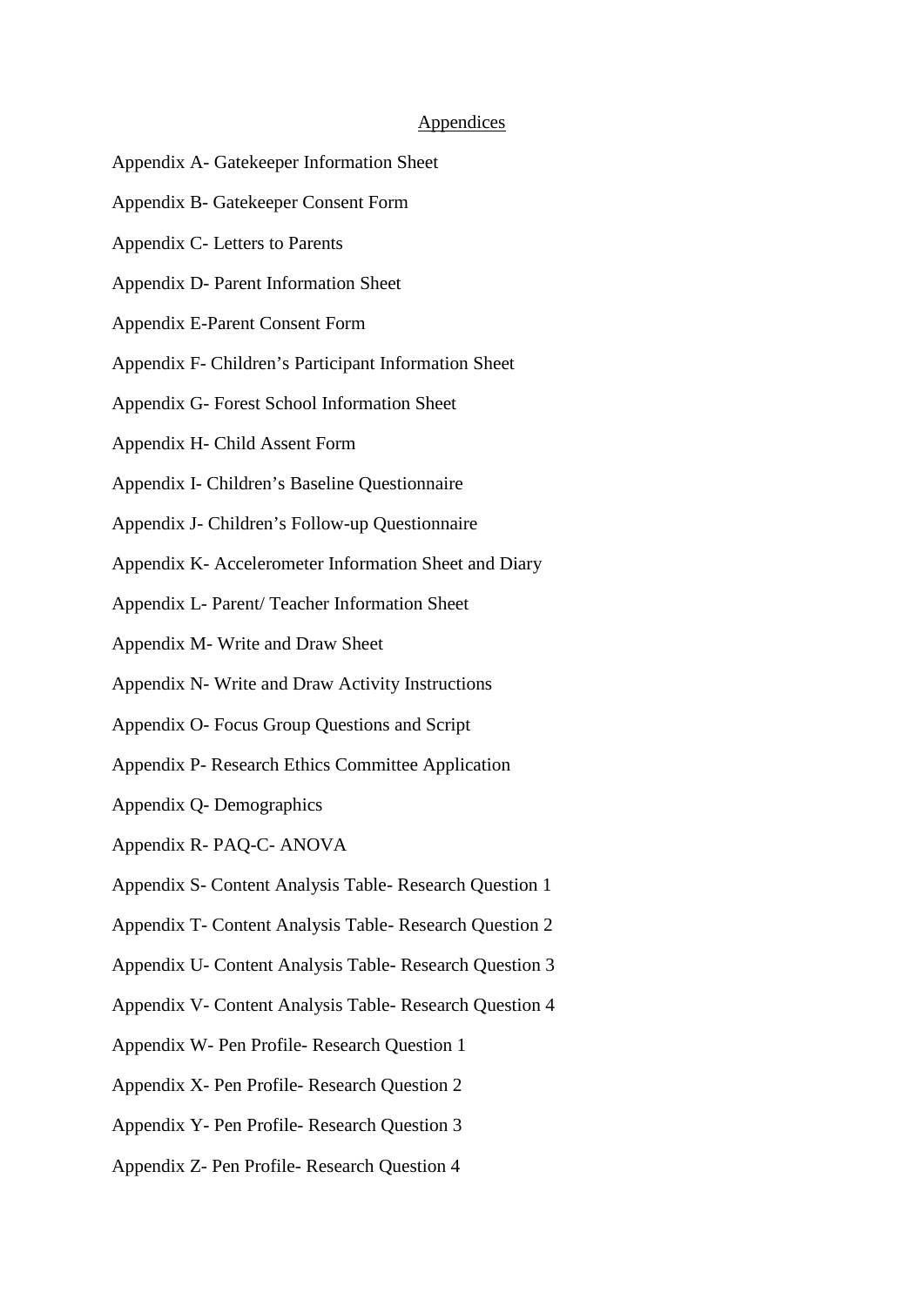# Appendices

Appendix A- Gatekeeper Information Sheet

Appendix B- Gatekeeper Consent Form

Appendix C- Letters to Parents

Appendix D- Parent Information Sheet

Appendix E-Parent Consent Form

Appendix F- Children's Participant Information Sheet

Appendix G- Forest School Information Sheet

Appendix H- Child Assent Form

Appendix I- Children's Baseline Questionnaire

Appendix J- Children's Follow-up Questionnaire

Appendix K- Accelerometer Information Sheet and Diary

Appendix L- Parent/ Teacher Information Sheet

Appendix M- Write and Draw Sheet

Appendix N- Write and Draw Activity Instructions

Appendix O- Focus Group Questions and Script

Appendix P- Research Ethics Committee Application

Appendix Q- Demographics

Appendix R- PAQ-C- ANOVA

Appendix S- Content Analysis Table- Research Question 1

Appendix T- Content Analysis Table- Research Question 2

Appendix U- Content Analysis Table- Research Question 3

Appendix V- Content Analysis Table- Research Question 4

Appendix W- Pen Profile- Research Question 1

Appendix X- Pen Profile- Research Question 2

Appendix Y- Pen Profile- Research Question 3

Appendix Z- Pen Profile- Research Question 4